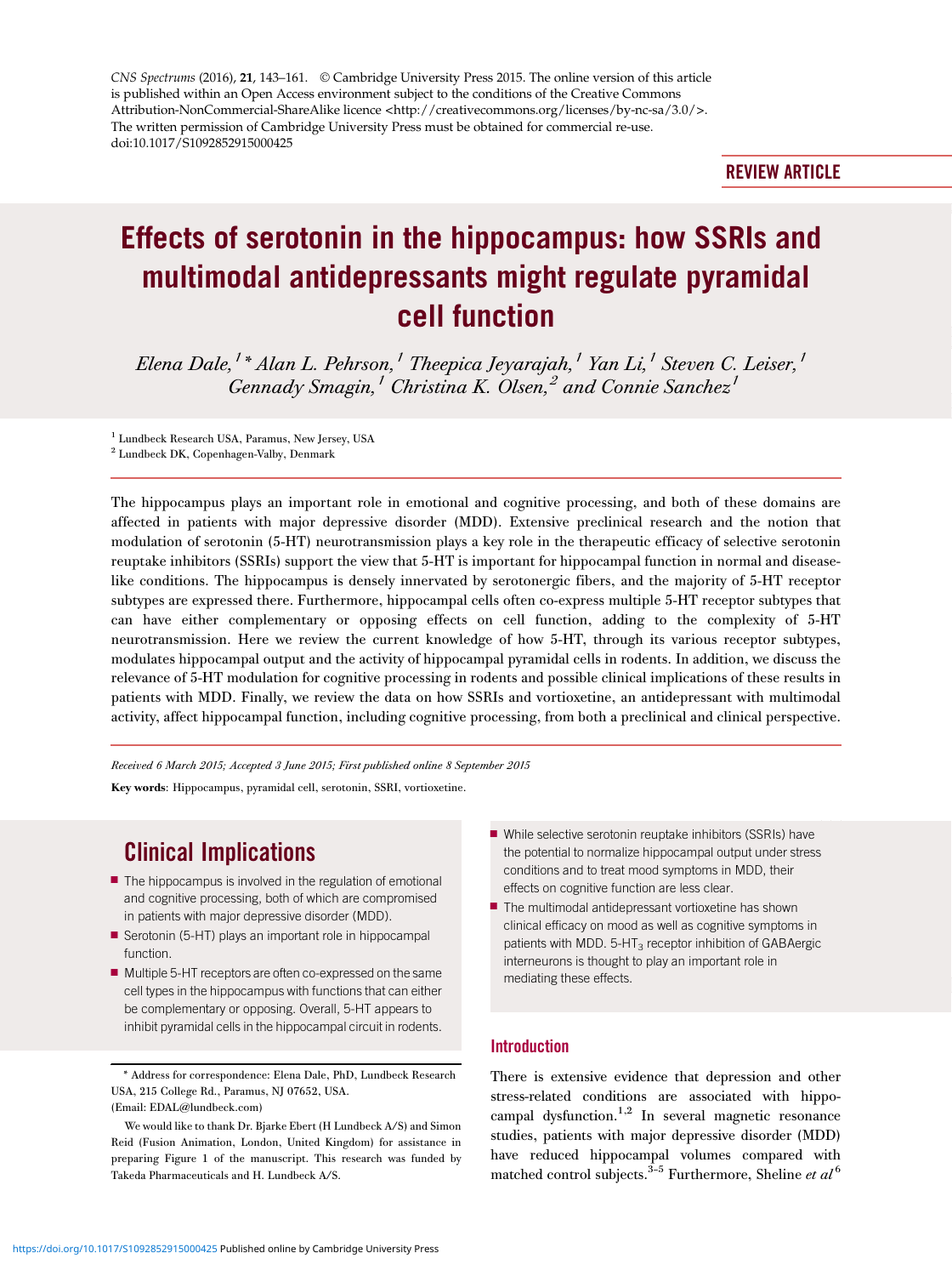CNS Spectrums (2016), 21, 143–161. © Cambridge University Press 2015. The online version of this article is published within an Open Access environment subject to the conditions of the Creative Commons Attribution-NonCommercial-ShareAlike licence <http://creativecommons.org/licenses/by-nc-sa/3.0/>. The written permission of Cambridge University Press must be obtained for commercial re-use.
doi:10.1017/S1092852915000425

REVIEW ARTICLE

# Effects of serotonin in the hippocampus: how SSRIs and multimodal antidepressants might regulate pyramidal cell function

*Elena Dale,[1]\* Alan L. Pehrson,[1] Theepica Jeyarajah,[1] Yan Li,[1] Steven C. Leiser,[1] Gennady Smagin,[1] Christina K. Olsen,[2] and Connie Sanchez[1]*

[1] Lundbeck Research USA, Paramus, New Jersey, USA
[2] Lundbeck DK, Copenhagen-Valby, Denmark

The hippocampus plays an important role in emotional and cognitive processing, and both of these domains are affected in patients with major depressive disorder (MDD). Extensive preclinical research and the notion that modulation of serotonin (5-HT) neurotransmission plays a key role in the therapeutic efficacy of selective serotonin reuptake inhibitors (SSRIs) support the view that 5-HT is important for hippocampal function in normal and disease-like conditions. The hippocampus is densely innervated by serotonergic fibers, and the majority of 5-HT receptor subtypes are expressed there. Furthermore, hippocampal cells often co-express multiple 5-HT receptor subtypes that can have either complementary or opposing effects on cell function, adding to the complexity of 5-HT neurotransmission. Here we review the current knowledge of how 5-HT, through its various receptor subtypes, modulates hippocampal output and the activity of hippocampal pyramidal cells in rodents. In addition, we discuss the relevance of 5-HT modulation for cognitive processing in rodents and possible clinical implications of these results in patients with MDD. Finally, we review the data on how SSRIs and vortioxetine, an antidepressant with multimodal activity, affect hippocampal function, including cognitive processing, from both a preclinical and clinical perspective.

*Received 6 March 2015; Accepted 3 June 2015; First published online 8 September 2015*

**Key words**: Hippocampus, pyramidal cell, serotonin, SSRI, vortioxetine.

## Clinical Implications

- The hippocampus is involved in the regulation of emotional and cognitive processing, both of which are compromised in patients with major depressive disorder (MDD).
- Serotonin (5-HT) plays an important role in hippocampal function.
- Multiple 5-HT receptors are often co-expressed on the same cell types in the hippocampus with functions that can either be complementary or opposing. Overall, 5-HT appears to inhibit pyramidal cells in the hippocampal circuit in rodents.
- While selective serotonin reuptake inhibitors (SSRIs) have the potential to normalize hippocampal output under stress conditions and to treat mood symptoms in MDD, their effects on cognitive function are less clear.
- The multimodal antidepressant vortioxetine has shown clinical efficacy on mood as well as cognitive symptoms in patients with MDD. 5-$HT_3$ receptor inhibition of GABAergic interneurons is thought to play an important role in mediating these effects.

\* Address for correspondence: Elena Dale, PhD, Lundbeck Research USA, 215 College Rd., Paramus, NJ 07652, USA.
(Email: EDAL@lundbeck.com)

We would like to thank Dr. Bjarke Ebert (H Lundbeck A/S) and Simon Reid (Fusion Animation, London, United Kingdom) for assistance in preparing Figure 1 of the manuscript. This research was funded by Takeda Pharmaceuticals and H. Lundbeck A/S.

## Introduction

There is extensive evidence that depression and other stress-related conditions are associated with hippocampal dysfunction.[1,2] In several magnetic resonance studies, patients with major depressive disorder (MDD) have reduced hippocampal volumes compared with matched control subjects.[3–5] Furthermore, Sheline *et al*[6]

https://doi.org/10.1017/S1092852915000425 Published online by Cambridge University Press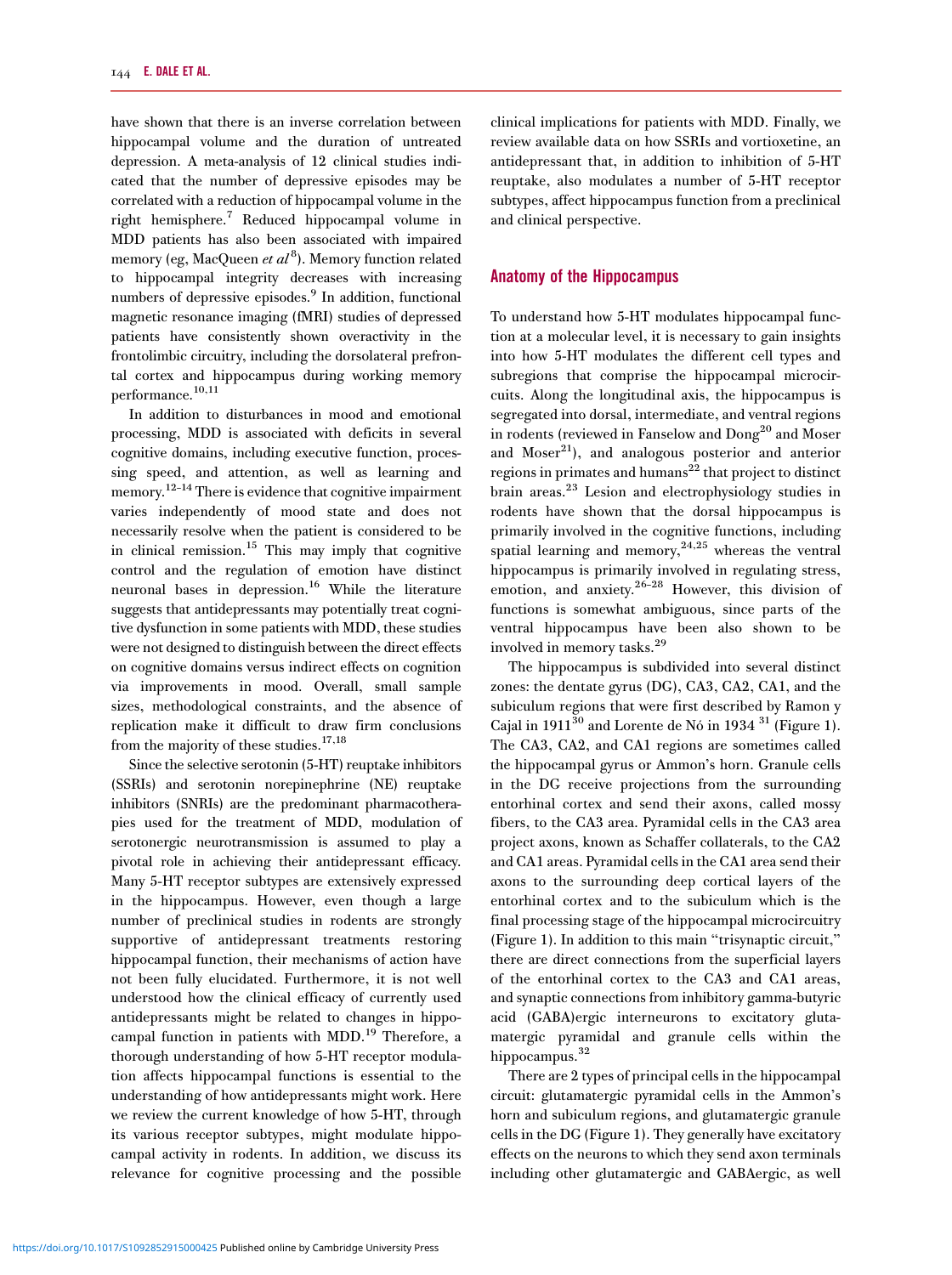have shown that there is an inverse correlation between hippocampal volume and the duration of untreated depression. A meta-analysis of 12 clinical studies indicated that the number of depressive episodes may be correlated with a reduction of hippocampal volume in the right hemisphere.[7] Reduced hippocampal volume in MDD patients has also been associated with impaired memory (eg, MacQueen *et al*[8]). Memory function related to hippocampal integrity decreases with increasing numbers of depressive episodes.[9] In addition, functional magnetic resonance imaging (fMRI) studies of depressed patients have consistently shown overactivity in the frontolimbic circuitry, including the dorsolateral prefrontal cortex and hippocampus during working memory performance.[10,11]

In addition to disturbances in mood and emotional processing, MDD is associated with deficits in several cognitive domains, including executive function, processing speed, and attention, as well as learning and memory.[12–14] There is evidence that cognitive impairment varies independently of mood state and does not necessarily resolve when the patient is considered to be in clinical remission.[15] This may imply that cognitive control and the regulation of emotion have distinct neuronal bases in depression.[16] While the literature suggests that antidepressants may potentially treat cognitive dysfunction in some patients with MDD, these studies were not designed to distinguish between the direct effects on cognitive domains versus indirect effects on cognition via improvements in mood. Overall, small sample sizes, methodological constraints, and the absence of replication make it difficult to draw firm conclusions from the majority of these studies.[17,18]

Since the selective serotonin (5-HT) reuptake inhibitors (SSRIs) and serotonin norepinephrine (NE) reuptake inhibitors (SNRIs) are the predominant pharmacotherapies used for the treatment of MDD, modulation of serotonergic neurotransmission is assumed to play a pivotal role in achieving their antidepressant efficacy. Many 5-HT receptor subtypes are extensively expressed in the hippocampus. However, even though a large number of preclinical studies in rodents are strongly supportive of antidepressant treatments restoring hippocampal function, their mechanisms of action have not been fully elucidated. Furthermore, it is not well understood how the clinical efficacy of currently used antidepressants might be related to changes in hippocampal function in patients with MDD.[19] Therefore, a thorough understanding of how 5-HT receptor modulation affects hippocampal functions is essential to the understanding of how antidepressants might work. Here we review the current knowledge of how 5-HT, through its various receptor subtypes, might modulate hippocampal activity in rodents. In addition, we discuss its relevance for cognitive processing and the possible clinical implications for patients with MDD. Finally, we review available data on how SSRIs and vortioxetine, an antidepressant that, in addition to inhibition of 5-HT reuptake, also modulates a number of 5-HT receptor subtypes, affect hippocampus function from a preclinical and clinical perspective.

## Anatomy of the Hippocampus

To understand how 5-HT modulates hippocampal function at a molecular level, it is necessary to gain insights into how 5-HT modulates the different cell types and subregions that comprise the hippocampal microcircuits. Along the longitudinal axis, the hippocampus is segregated into dorsal, intermediate, and ventral regions in rodents (reviewed in Fanselow and Dong[20] and Moser and Moser[21]), and analogous posterior and anterior regions in primates and humans[22] that project to distinct brain areas.[23] Lesion and electrophysiology studies in rodents have shown that the dorsal hippocampus is primarily involved in the cognitive functions, including spatial learning and memory,[24,25] whereas the ventral hippocampus is primarily involved in regulating stress, emotion, and anxiety.[26–28] However, this division of functions is somewhat ambiguous, since parts of the ventral hippocampus have been also shown to be involved in memory tasks.[29]

The hippocampus is subdivided into several distinct zones: the dentate gyrus (DG), CA3, CA2, CA1, and the subiculum regions that were first described by Ramon y Cajal in 1911[30] and Lorente de Nó in 1934 [31] (Figure 1). The CA3, CA2, and CA1 regions are sometimes called the hippocampal gyrus or Ammon's horn. Granule cells in the DG receive projections from the surrounding entorhinal cortex and send their axons, called mossy fibers, to the CA3 area. Pyramidal cells in the CA3 area project axons, known as Schaffer collaterals, to the CA2 and CA1 areas. Pyramidal cells in the CA1 area send their axons to the surrounding deep cortical layers of the entorhinal cortex and to the subiculum which is the final processing stage of the hippocampal microcircuitry (Figure 1). In addition to this main "trisynaptic circuit," there are direct connections from the superficial layers of the entorhinal cortex to the CA3 and CA1 areas, and synaptic connections from inhibitory gamma-butyric acid (GABA)ergic interneurons to excitatory glutamatergic pyramidal and granule cells within the hippocampus.[32]

There are 2 types of principal cells in the hippocampal circuit: glutamatergic pyramidal cells in the Ammon's horn and subiculum regions, and glutamatergic granule cells in the DG (Figure 1). They generally have excitatory effects on the neurons to which they send axon terminals including other glutamatergic and GABAergic, as well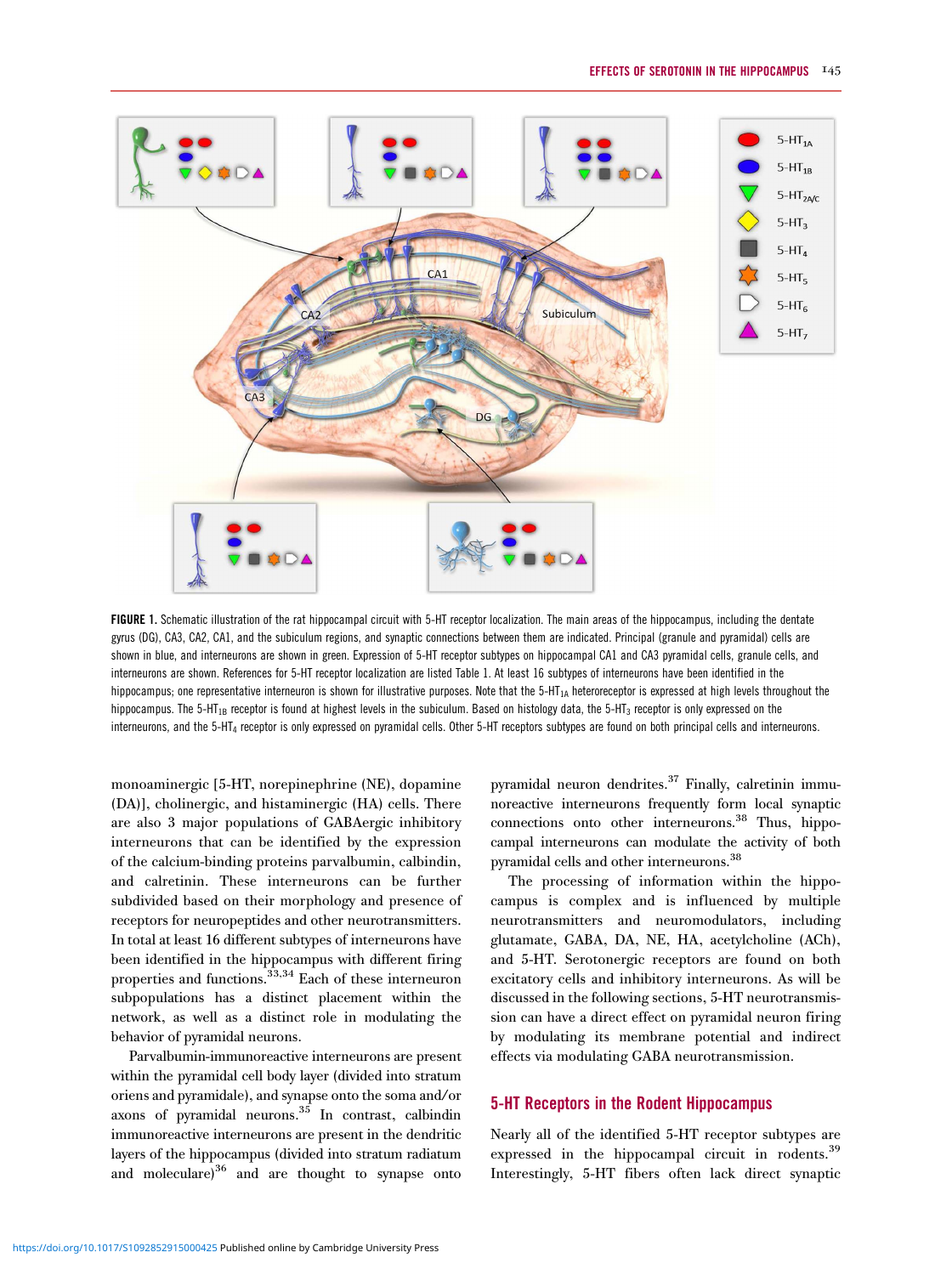FIGURE 1. Schematic illustration of the rat hippocampal circuit with 5-HT receptor localization. The main areas of the hippocampus, including the dentate gyrus (DG), CA3, CA2, CA1, and the subiculum regions, and synaptic connections between them are indicated. Principal (granule and pyramidal) cells are shown in blue, and interneurons are shown in green. Expression of 5-HT receptor subtypes on hippocampal CA1 and CA3 pyramidal cells, granule cells, and interneurons are shown. References for 5-HT receptor localization are listed Table 1. At least 16 subtypes of interneurons have been identified in the hippocampus; one representative interneuron is shown for illustrative purposes. Note that the $5\text{-HT}_{1A}$ heteroreceptor is expressed at high levels throughout the hippocampus. The $5\text{-HT}_{1B}$ receptor is found at highest levels in the subiculum. Based on histology data, the $5\text{-HT}_3$ receptor is only expressed on the interneurons, and the $5\text{-HT}_4$ receptor is only expressed on pyramidal cells. Other 5-HT receptors subtypes are found on both principal cells and interneurons.

monoaminergic [5-HT, norepinephrine (NE), dopamine (DA)], cholinergic, and histaminergic (HA) cells. There are also 3 major populations of GABAergic inhibitory interneurons that can be identified by the expression of the calcium-binding proteins parvalbumin, calbindin, and calretinin. These interneurons can be further subdivided based on their morphology and presence of receptors for neuropeptides and other neurotransmitters. In total at least 16 different subtypes of interneurons have been identified in the hippocampus with different firing properties and functions.[33,34] Each of these interneuron subpopulations has a distinct placement within the network, as well as a distinct role in modulating the behavior of pyramidal neurons.

Parvalbumin-immunoreactive interneurons are present within the pyramidal cell body layer (divided into stratum oriens and pyramidale), and synapse onto the soma and/or axons of pyramidal neurons.[35] In contrast, calbindin immunoreactive interneurons are present in the dendritic layers of the hippocampus (divided into stratum radiatum and moleculare)[36] and are thought to synapse onto pyramidal neuron dendrites.[37] Finally, calretinin immunoreactive interneurons frequently form local synaptic connections onto other interneurons.[38] Thus, hippocampal interneurons can modulate the activity of both pyramidal cells and other interneurons.[38]

The processing of information within the hippocampus is complex and is influenced by multiple neurotransmitters and neuromodulators, including glutamate, GABA, DA, NE, HA, acetylcholine (ACh), and 5-HT. Serotonergic receptors are found on both excitatory cells and inhibitory interneurons. As will be discussed in the following sections, 5-HT neurotransmission can have a direct effect on pyramidal neuron firing by modulating its membrane potential and indirect effects via modulating GABA neurotransmission.

## 5-HT Receptors in the Rodent Hippocampus

Nearly all of the identified 5-HT receptor subtypes are expressed in the hippocampal circuit in rodents.[39] Interestingly, 5-HT fibers often lack direct synaptic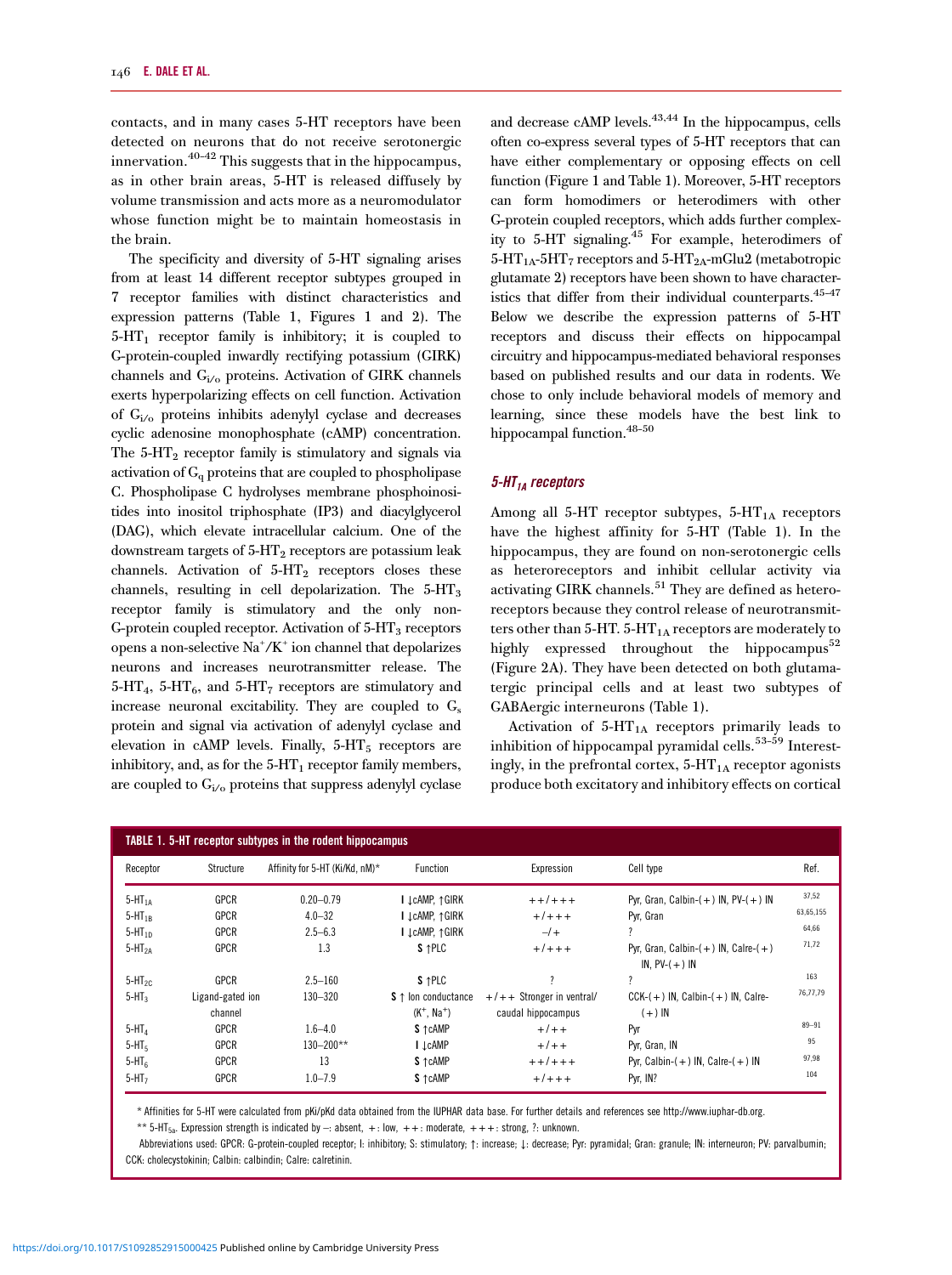contacts, and in many cases 5-HT receptors have been detected on neurons that do not receive serotonergic innervation.[40–42] This suggests that in the hippocampus, as in other brain areas, 5-HT is released diffusely by volume transmission and acts more as a neuromodulator whose function might be to maintain homeostasis in the brain.

The specificity and diversity of 5-HT signaling arises from at least 14 different receptor subtypes grouped in 7 receptor families with distinct characteristics and expression patterns (Table 1, Figures 1 and 2). The $5\text{-HT}_1$ receptor family is inhibitory; it is coupled to G-protein-coupled inwardly rectifying potassium (GIRK) channels and $G_{i/o}$ proteins. Activation of GIRK channels exerts hyperpolarizing effects on cell function. Activation of $G_{i/o}$ proteins inhibits adenylyl cyclase and decreases cyclic adenosine monophosphate (cAMP) concentration. The $5\text{-HT}_2$ receptor family is stimulatory and signals via activation of $G_q$ proteins that are coupled to phospholipase C. Phospholipase C hydrolyses membrane phosphoinositides into inositol triphosphate (IP3) and diacylglycerol (DAG), which elevate intracellular calcium. One of the downstream targets of $5\text{-HT}_2$ receptors are potassium leak channels. Activation of $5\text{-HT}_2$ receptors closes these channels, resulting in cell depolarization. The $5\text{-HT}_3$ receptor family is stimulatory and the only non-G-protein coupled receptor. Activation of $5\text{-HT}_3$ receptors opens a non-selective $Na^+/K^+$ ion channel that depolarizes neurons and increases neurotransmitter release. The $5\text{-HT}_4$, $5\text{-HT}_6$, and $5\text{-HT}_7$ receptors are stimulatory and increase neuronal excitability. They are coupled to $G_s$ protein and signal via activation of adenylyl cyclase and elevation in cAMP levels. Finally, $5\text{-HT}_5$ receptors are inhibitory, and, as for the $5\text{-HT}_1$ receptor family members, are coupled to $G_{i/o}$ proteins that suppress adenylyl cyclase and decrease cAMP levels.[43,44] In the hippocampus, cells often co-express several types of 5-HT receptors that can have either complementary or opposing effects on cell function (Figure 1 and Table 1). Moreover, 5-HT receptors can form homodimers or heterodimers with other G-protein coupled receptors, which adds further complexity to 5-HT signaling.[45] For example, heterodimers of $5\text{-HT}_{1A}$-$5\text{-HT}_7$ receptors and $5\text{-HT}_{2A}$-mGlu2 (metabotropic glutamate 2) receptors have been shown to have characteristics that differ from their individual counterparts.[45–47] Below we describe the expression patterns of 5-HT receptors and discuss their effects on hippocampal circuitry and hippocampus-mediated behavioral responses based on published results and our data in rodents. We chose to only include behavioral models of memory and learning, since these models have the best link to hippocampal function.[48–50]

### *$5\text{-HT}_{1A}$ receptors*

Among all 5-HT receptor subtypes, $5\text{-HT}_{1A}$ receptors have the highest affinity for 5-HT (Table 1). In the hippocampus, they are found on non-serotonergic cells as heteroreceptors and inhibit cellular activity via activating GIRK channels.[51] They are defined as heteroreceptors because they control release of neurotransmitters other than 5-HT. $5\text{-HT}_{1A}$ receptors are moderately to highly expressed throughout the hippocampus[52] (Figure 2A). They have been detected on both glutamatergic principal cells and at least two subtypes of GABAergic interneurons (Table 1).

Activation of $5\text{-HT}_{1A}$ receptors primarily leads to inhibition of hippocampal pyramidal cells.[53–59] Interestingly, in the prefrontal cortex, $5\text{-HT}_{1A}$ receptor agonists produce both excitatory and inhibitory effects on cortical

**TABLE 1. 5-HT receptor subtypes in the rodent hippocampus**

| Receptor | Structure | Affinity for 5-HT (Ki/Kd, nM)* | Function | Expression | Cell type | Ref. |
|---|---|---|---|---|---|---|
| $5\text{-HT}_{1A}$ | GPCR | 0.20–0.79 | I ↓cAMP, ↑GIRK | ++/+++ | Pyr, Gran, Calbin-(+) IN, PV-(+) IN | 37,52 |
| $5\text{-HT}_{1B}$ | GPCR | 4.0–32 | I ↓cAMP, ↑GIRK | +/+++ | Pyr, Gran | 63,65,155 |
| $5\text{-HT}_{1D}$ | GPCR | 2.5–6.3 | I ↓cAMP, ↑GIRK | –/+ | ? | 64,66 |
| $5\text{-HT}_{2A}$ | GPCR | 1.3 | S ↑PLC | +/+++ | Pyr, Gran, Calbin-(+) IN, Calre-(+) IN, PV-(+) IN | 71,72 |
| $5\text{-HT}_{2C}$ | GPCR | 2.5–160 | S ↑PLC | ? | ? | 163 |
| $5\text{-HT}_3$ | Ligand-gated ion channel | 130–320 | S ↑ Ion conductance ($K^+$, $Na^+$) | +/++ Stronger in ventral/ caudal hippocampus | CCK-(+) IN, Calbin-(+) IN, Calre-(+) IN | 76,77,79 |
| $5\text{-HT}_4$ | GPCR | 1.6–4.0 | S ↑cAMP | +/++ | Pyr | 89–91 |
| $5\text{-HT}_5$ | GPCR | 130–200** | I ↓cAMP | +/++ | Pyr, Gran, IN | 95 |
| $5\text{-HT}_6$ | GPCR | 13 | S ↑cAMP | ++/+++ | Pyr, Calbin-(+) IN, Calre-(+) IN | 97,98 |
| $5\text{-HT}_7$ | GPCR | 1.0–7.9 | S ↑cAMP | +/+++ | Pyr, IN? | 104 |

\* Affinities for 5-HT were calculated from pKi/pKd data obtained from the IUPHAR data base. For further details and references see http://www.iuphar-db.org.

\*\* $5\text{-HT}_{5a}$. Expression strength is indicated by –: absent, +: low, ++: moderate, +++: strong, ?: unknown.

Abbreviations used: GPCR: G-protein-coupled receptor; I: inhibitory; S: stimulatory; ↑: increase; ↓: decrease; Pyr: pyramidal; Gran: granule; IN: interneuron; PV: parvalbumin; CCK: cholecystokinin; Calbin: calbindin; Calre: calretinin.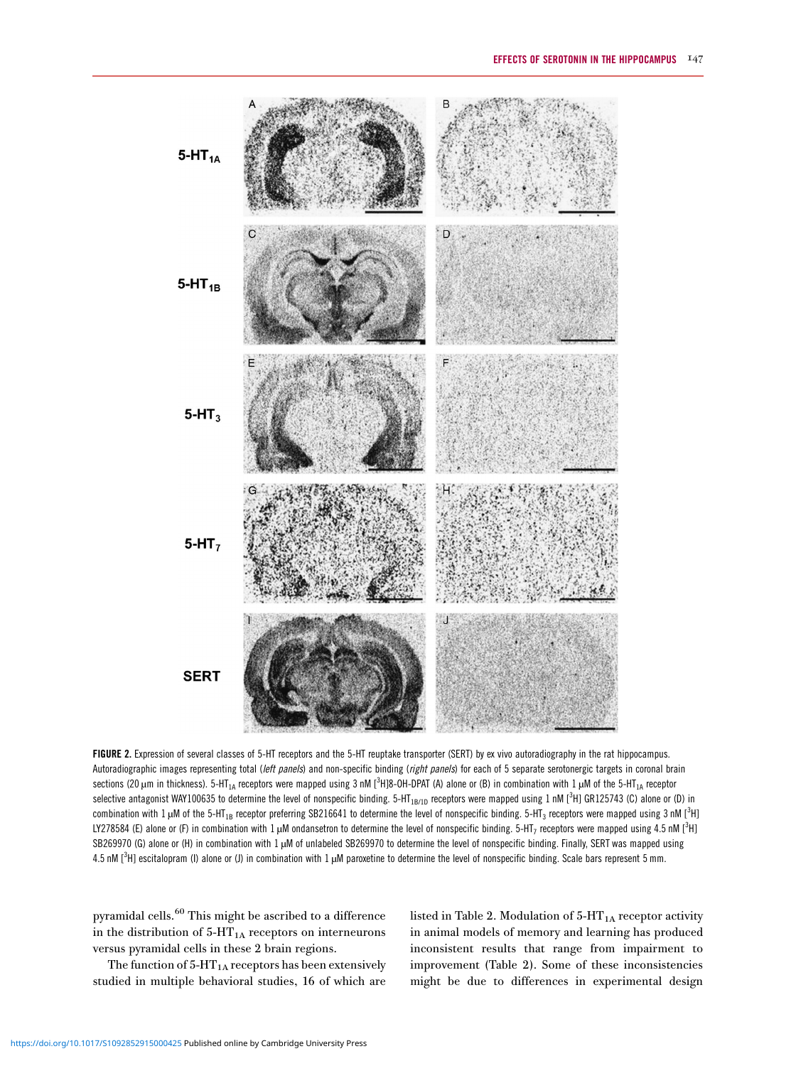FIGURE 2. Expression of several classes of 5-HT receptors and the 5-HT reuptake transporter (SERT) by ex vivo autoradiography in the rat hippocampus. Autoradiographic images representing total (*left panels*) and non-specific binding (*right panels*) for each of 5 separate serotonergic targets in coronal brain sections (20 μm in thickness). 5-$HT_{1A}$ receptors were mapped using 3 nM [$^3$H]8-OH-DPAT (A) alone or (B) in combination with 1 μM of the 5-$HT_{1A}$ receptor selective antagonist WAY100635 to determine the level of nonspecific binding. 5-$HT_{1B/1D}$ receptors were mapped using 1 nM [$^3$H] GR125743 (C) alone or (D) in combination with 1 μM of the 5-$HT_{1B}$ receptor preferring SB216641 to determine the level of nonspecific binding. 5-$HT_3$ receptors were mapped using 3 nM [$^3$H] LY278584 (E) alone or (F) in combination with 1 μM ondansetron to determine the level of nonspecific binding. 5-$HT_7$ receptors were mapped using 4.5 nM [$^3$H] SB269970 (G) alone or (H) in combination with 1 μM of unlabeled SB269970 to determine the level of nonspecific binding. Finally, SERT was mapped using 4.5 nM [$^3$H] escitalopram (I) alone or (J) in combination with 1 μM paroxetine to determine the level of nonspecific binding. Scale bars represent 5 mm.

pyramidal cells.[60] This might be ascribed to a difference in the distribution of 5-$HT_{1A}$ receptors on interneurons versus pyramidal cells in these 2 brain regions.

The function of 5-$HT_{1A}$ receptors has been extensively studied in multiple behavioral studies, 16 of which are listed in Table 2. Modulation of 5-$HT_{1A}$ receptor activity in animal models of memory and learning has produced inconsistent results that range from impairment to improvement (Table 2). Some of these inconsistencies might be due to differences in experimental design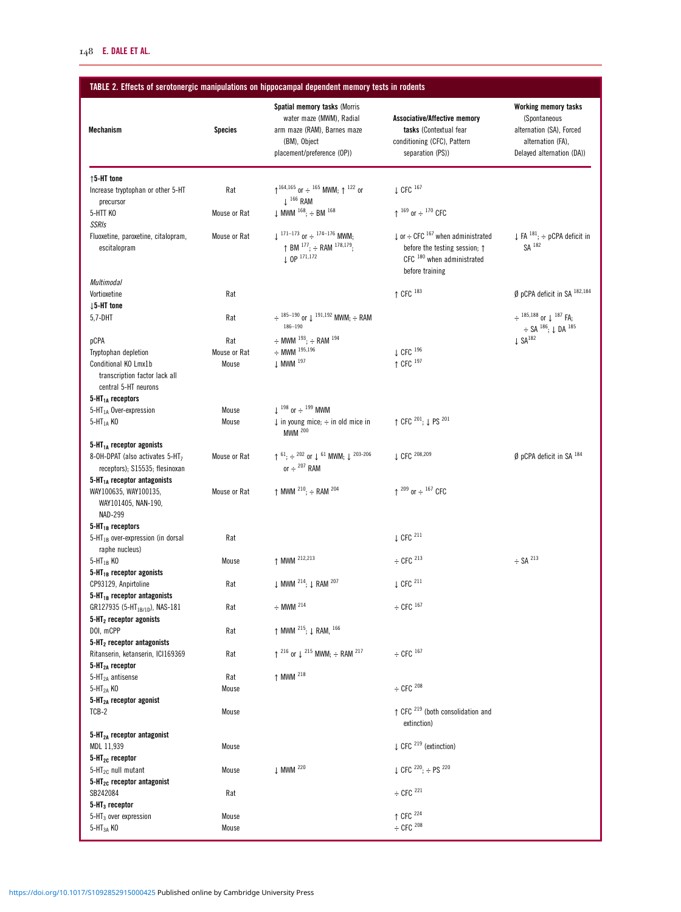**TABLE 2. Effects of serotonergic manipulations on hippocampal dependent memory tests in rodents**

| Mechanism | Species | Spatial memory tasks (Morris water maze (MWM), Radial arm maze (RAM), Barnes maze (BM), Object placement/preference (OP)) | Associative/Affective memory tasks (Contextual fear conditioning (CFC), Pattern separation (PS)) | Working memory tasks (Spontaneous alternation (SA), Forced alternation (FA), Delayed alternation (DA)) |
|---|---|---|---|---|
| **↑5-HT tone** | | | | |
| Increase tryptophan or other 5-HT precursor | Rat | ↑ [164,165] or ÷ [165] MWM; ↑ [122] or ↓ [166] RAM | ↓ CFC [167] | |
| 5-HTT KO | Mouse or Rat | ↓ MWM [168]; ÷ BM [168] | ↑ [169] or ÷ [170] CFC | |
| *SSRIs* | | | | |
| Fluoxetine, paroxetine, citalopram, escitalopram | Mouse or Rat | ↓ [171–173] or ÷ [174–176] MWM; ↑ BM [177]; ÷ RAM [178,179]; ↓ OP [171,172] | ↓ or ÷ CFC [167] when administrated before the testing session; ↑ CFC [180] when administrated before training | ↓ FA [181]; ÷ pCPA deficit in SA [182] |
| *Multimodal* | | | | |
| Vortioxetine | Rat | | ↑ CFC [183] | Ø pCPA deficit in SA [182,184] |
| **↓5-HT tone** | | | | |
| 5,7-DHT | Rat | ÷ [185–190] or ↓ [191,192] MWM; ÷ RAM [186–190] | | ÷ [185,188] or ↓ [187] FA; ÷ SA [186]; ↓ DA [185] |
| pCPA | Rat | ÷ MWM [193]; ÷ RAM [194] | | ↓ SA[182] |
| Tryptophan depletion | Mouse or Rat | ÷ MWM [195,196] | ↓ CFC [196] | |
| Conditional KO Lmx1b transcription factor lack all central 5-HT neurons | Mouse | ↓ MWM [197] | ↑ CFC [197] | |
| **$5\text{-HT}_{1A}$ receptors** | | | | |
| $5\text{-HT}_{1A}$ Over-expression | Mouse | ↓ [198] or ÷ [199] MWM | | |
| $5\text{-HT}_{1A}$ KO | Mouse | ↓ in young mice; ÷ in old mice in MWM [200] | ↑ CFC [201]; ↓ PS [201] | |
| **$5\text{-HT}_{1A}$ receptor agonists** | | | | |
| 8-OH-DPAT (also activates $5\text{-HT}_7$ receptors); S15535; flesinoxan | Mouse or Rat | ↑ [61]; ÷ [202] or ↓ [61] MWM; ↓ [203–206] or ÷ [207] RAM | ↓ CFC [208,209] | Ø pCPA deficit in SA [184] |
| **$5\text{-HT}_{1A}$ receptor antagonists** | | | | |
| WAY100635, WAY100135, WAY101405, NAN-190, NAD-299 | Mouse or Rat | ↑ MWM [210]; ÷ RAM [204] | ↑ [209] or ÷ [167] CFC | |
| **$5\text{-HT}_{1B}$ receptors** | | | | |
| $5\text{-HT}_{1B}$ over-expression (in dorsal raphe nucleus) | Rat | | ↓ CFC [211] | |
| $5\text{-HT}_{1B}$ KO | Mouse | ↑ MWM [212,213] | ÷ CFC [213] | ÷ SA [213] |
| **$5\text{-HT}_{1B}$ receptor agonists** | | | | |
| CP93129, Anpirtoline | Rat | ↓ MWM [214]; ↓ RAM [207] | ↓ CFC [211] | |
| **$5\text{-HT}_{1B}$ receptor antagonists** | | | | |
| GR127935 ($5\text{-HT}_{1B/1D}$), NAS-181 | Rat | ÷ MWM [214] | ÷ CFC [167] | |
| **$5\text{-HT}_2$ receptor agonists** | | | | |
| DOI, mCPP | Rat | ↑ MWM [215]; ↓ RAM, [166] | | |
| **$5\text{-HT}_2$ receptor antagonists** | | | | |
| Ritanserin, ketanserin, ICI169369 | Rat | ↑ [216] or ↓ [215] MWM; ÷ RAM [217] | ÷ CFC [167] | |
| **$5\text{-HT}_{2A}$ receptor** | | | | |
| $5\text{-HT}_{2A}$ antisense | Rat | ↑ MWM [218] | | |
| $5\text{-HT}_{2A}$ KO | Mouse | | ÷ CFC [208] | |
| **$5\text{-HT}_{2A}$ receptor agonist** | | | | |
| TCB-2 | Mouse | | ↑ CFC [219] (both consolidation and extinction) | |
| **$5\text{-HT}_{2A}$ receptor antagonist** | | | | |
| MDL 11,939 | Mouse | | ↓ CFC [219] (extinction) | |
| **$5\text{-HT}_{2C}$ receptor** | | | | |
| $5\text{-HT}_{2C}$ null mutant | Mouse | ↓ MWM [220] | ↓ CFC [220]; ÷ PS [220] | |
| **$5\text{-HT}_{2C}$ receptor antagonist** | | | | |
| SB242084 | Rat | | ÷ CFC [221] | |
| **$5\text{-HT}_3$ receptor** | | | | |
| $5\text{-HT}_3$ over expression | Mouse | | ↑ CFC [224] | |
| $5\text{-HT}_{3A}$ KO | Mouse | | ÷ CFC [208] | |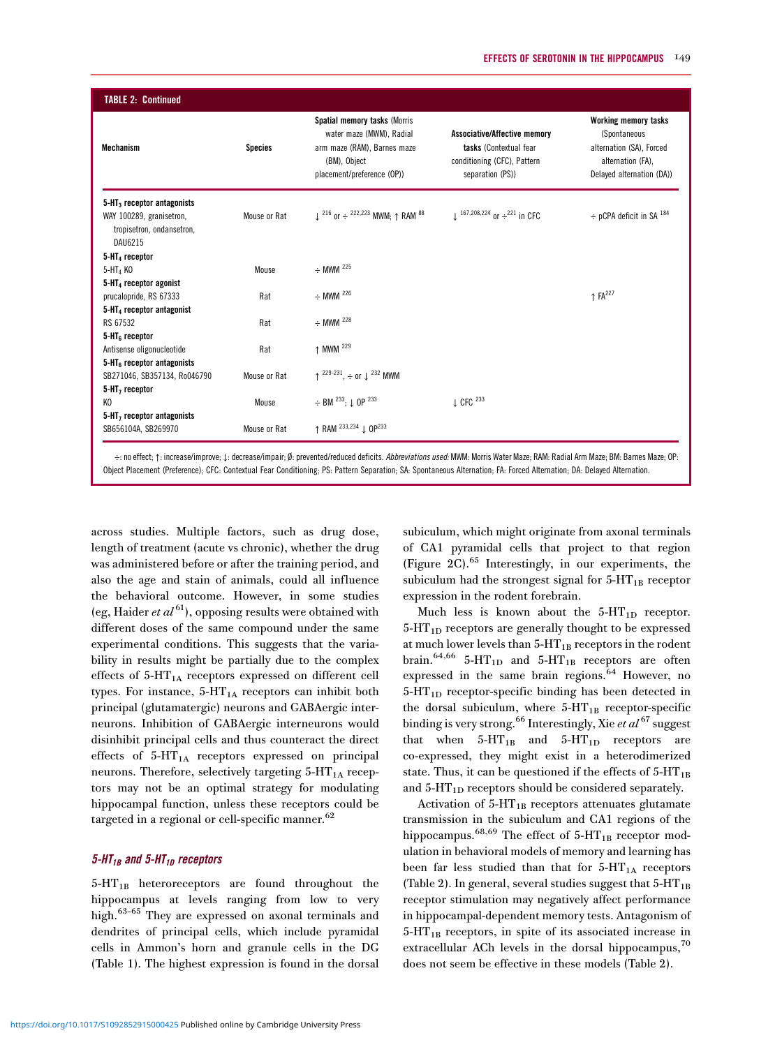**TABLE 2: Continued**

| Mechanism | Species | Spatial memory tasks (Morris water maze (MWM), Radial arm maze (RAM), Barnes maze (BM), Object placement/preference (OP)) | Associative/Affective memory tasks (Contextual fear conditioning (CFC), Pattern separation (PS)) | Working memory tasks (Spontaneous alternation (SA), Forced alternation (FA), Delayed alternation (DA)) |
|---|---|---|---|---|
| **5-HT$_3$ receptor antagonists** | | | | |
| WAY 100289, granisetron, tropisetron, ondansetron, DAU6215 | Mouse or Rat | ↓ [216] or ÷ [222,223] MWM; ↑ RAM [88] | ↓ [167,208,224] or ÷[221] in CFC | ÷ pCPA deficit in SA [184] |
| **5-HT$_4$ receptor** | | | | |
| 5-HT$_4$ KO | Mouse | ÷ MWM [225] | | |
| **5-HT$_4$ receptor agonist** | | | | |
| prucalopride, RS 67333 | Rat | ÷ MWM [226] | | ↑ FA[227] |
| **5-HT$_4$ receptor antagonist** | | | | |
| RS 67532 | Rat | ÷ MWM [228] | | |
| **5-HT$_6$ receptor** | | | | |
| Antisense oligonucleotide | Rat | ↑ MWM [229] | | |
| **5-HT$_6$ receptor antagonists** | | | | |
| SB271046, SB357134, Ro046790 | Mouse or Rat | ↑ [229-231], ÷ or ↓ [232] MWM | | |
| **5-HT$_7$ receptor** | | | | |
| KO | Mouse | ÷ BM [233]; ↓ OP [233] | ↓ CFC [233] | |
| **5-HT$_7$ receptor antagonists** | | | | |
| SB656104A, SB269970 | Mouse or Rat | ↑ RAM [233,234] ↓ OP[233] | | |

÷: no effect; ↑: increase/improve; ↓: decrease/impair; Ø: prevented/reduced deficits. *Abbreviations used:* MWM: Morris Water Maze; RAM: Radial Arm Maze; BM: Barnes Maze; OP: Object Placement (Preference); CFC: Contextual Fear Conditioning; PS: Pattern Separation; SA: Spontaneous Alternation; FA: Forced Alternation; DA: Delayed Alternation.

across studies. Multiple factors, such as drug dose, length of treatment (acute vs chronic), whether the drug was administered before or after the training period, and also the age and stain of animals, could all influence the behavioral outcome. However, in some studies (eg, Haider *et al*[61]), opposing results were obtained with different doses of the same compound under the same experimental conditions. This suggests that the variability in results might be partially due to the complex effects of 5-HT$_{1A}$ receptors expressed on different cell types. For instance, 5-HT$_{1A}$ receptors can inhibit both principal (glutamatergic) neurons and GABAergic interneurons. Inhibition of GABAergic interneurons would disinhibit principal cells and thus counteract the direct effects of 5-HT$_{1A}$ receptors expressed on principal neurons. Therefore, selectively targeting 5-HT$_{1A}$ receptors may not be an optimal strategy for modulating hippocampal function, unless these receptors could be targeted in a regional or cell-specific manner.[62]

### *5-HT$_{1B}$ and 5-HT$_{1D}$ receptors*

5-HT$_{1B}$ heteroreceptors are found throughout the hippocampus at levels ranging from low to very high.[63–65] They are expressed on axonal terminals and dendrites of principal cells, which include pyramidal cells in Ammon's horn and granule cells in the DG (Table 1). The highest expression is found in the dorsal subiculum, which might originate from axonal terminals of CA1 pyramidal cells that project to that region (Figure 2C).[65] Interestingly, in our experiments, the subiculum had the strongest signal for 5-HT$_{1B}$ receptor expression in the rodent forebrain.

Much less is known about the 5-HT$_{1D}$ receptor. 5-HT$_{1D}$ receptors are generally thought to be expressed at much lower levels than 5-HT$_{1B}$ receptors in the rodent brain.[64,66] 5-HT$_{1D}$ and 5-HT$_{1B}$ receptors are often expressed in the same brain regions.[64] However, no 5-HT$_{1D}$ receptor-specific binding has been detected in the dorsal subiculum, where 5-HT$_{1B}$ receptor-specific binding is very strong.[66] Interestingly, Xie *et al*[67] suggest that when 5-HT$_{1B}$ and 5-HT$_{1D}$ receptors are co-expressed, they might exist in a heterodimerized state. Thus, it can be questioned if the effects of 5-HT$_{1B}$ and 5-HT$_{1D}$ receptors should be considered separately.

Activation of 5-HT$_{1B}$ receptors attenuates glutamate transmission in the subiculum and CA1 regions of the hippocampus.[68,69] The effect of 5-HT$_{1B}$ receptor modulation in behavioral models of memory and learning has been far less studied than that for 5-HT$_{1A}$ receptors (Table 2). In general, several studies suggest that 5-HT$_{1B}$ receptor stimulation may negatively affect performance in hippocampal-dependent memory tests. Antagonism of 5-HT$_{1B}$ receptors, in spite of its associated increase in extracellular ACh levels in the dorsal hippocampus,[70] does not seem be effective in these models (Table 2).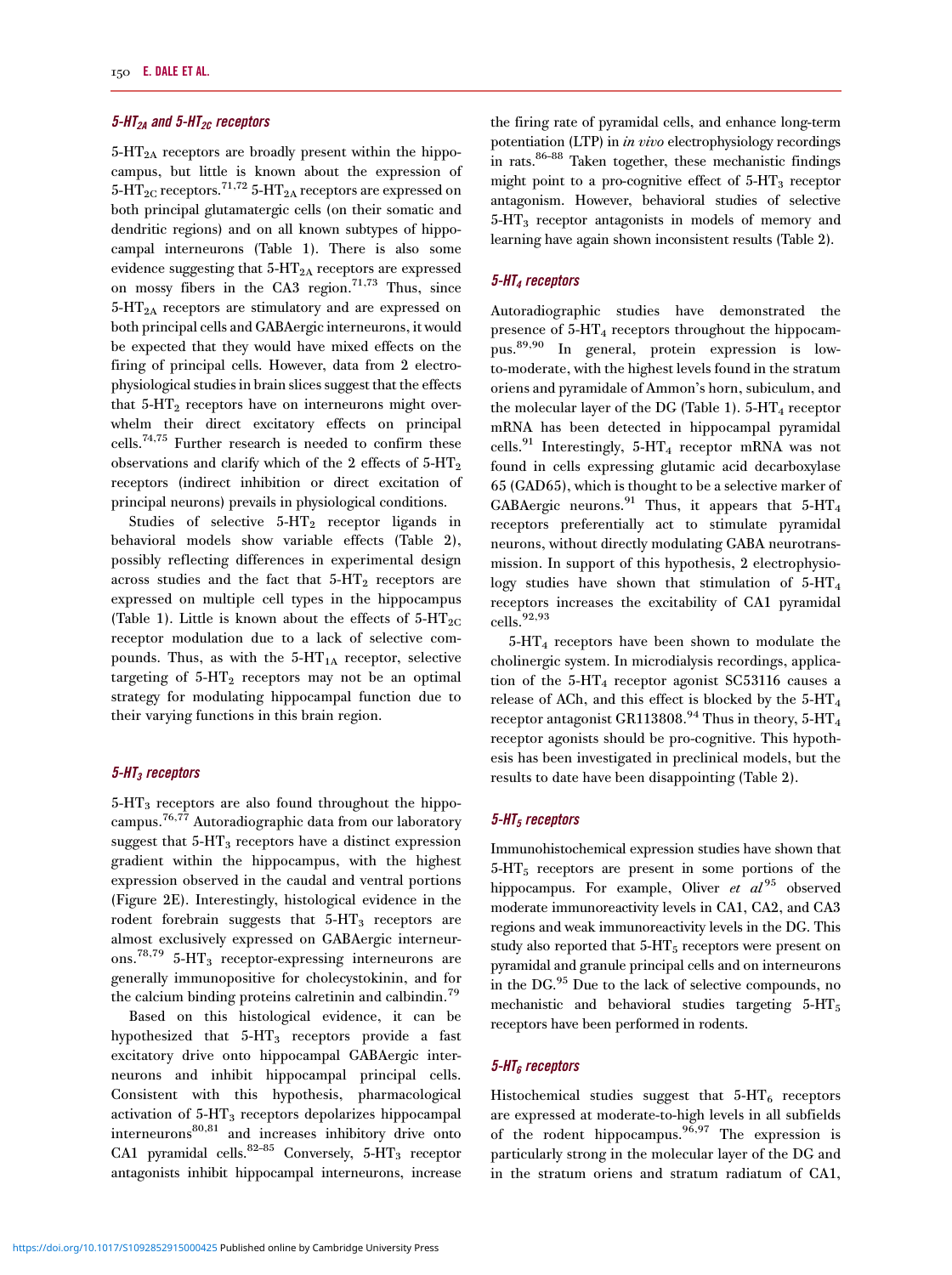### *$5\text{-}HT_{2A}$ and $5\text{-}HT_{2C}$ receptors*

$5\text{-}HT_{2A}$ receptors are broadly present within the hippocampus, but little is known about the expression of $5\text{-}HT_{2C}$ receptors.[71,72] $5\text{-}HT_{2A}$ receptors are expressed on both principal glutamatergic cells (on their somatic and dendritic regions) and on all known subtypes of hippocampal interneurons (Table 1). There is also some evidence suggesting that $5\text{-}HT_{2A}$ receptors are expressed on mossy fibers in the CA3 region.[71,73] Thus, since $5\text{-}HT_{2A}$ receptors are stimulatory and are expressed on both principal cells and GABAergic interneurons, it would be expected that they would have mixed effects on the firing of principal cells. However, data from 2 electrophysiological studies in brain slices suggest that the effects that $5\text{-}HT_2$ receptors have on interneurons might overwhelm their direct excitatory effects on principal cells.[74,75] Further research is needed to confirm these observations and clarify which of the 2 effects of $5\text{-}HT_2$ receptors (indirect inhibition or direct excitation of principal neurons) prevails in physiological conditions.

Studies of selective $5\text{-}HT_2$ receptor ligands in behavioral models show variable effects (Table 2), possibly reflecting differences in experimental design across studies and the fact that $5\text{-}HT_2$ receptors are expressed on multiple cell types in the hippocampus (Table 1). Little is known about the effects of $5\text{-}HT_{2C}$ receptor modulation due to a lack of selective compounds. Thus, as with the $5\text{-}HT_{1A}$ receptor, selective targeting of $5\text{-}HT_2$ receptors may not be an optimal strategy for modulating hippocampal function due to their varying functions in this brain region.

### *$5\text{-}HT_3$ receptors*

$5\text{-}HT_3$ receptors are also found throughout the hippocampus.[76,77] Autoradiographic data from our laboratory suggest that $5\text{-}HT_3$ receptors have a distinct expression gradient within the hippocampus, with the highest expression observed in the caudal and ventral portions (Figure 2E). Interestingly, histological evidence in the rodent forebrain suggests that $5\text{-}HT_3$ receptors are almost exclusively expressed on GABAergic interneurons.[78,79] $5\text{-}HT_3$ receptor-expressing interneurons are generally immunopositive for cholecystokinin, and for the calcium binding proteins calretinin and calbindin.[79]

Based on this histological evidence, it can be hypothesized that $5\text{-}HT_3$ receptors provide a fast excitatory drive onto hippocampal GABAergic interneurons and inhibit hippocampal principal cells. Consistent with this hypothesis, pharmacological activation of $5\text{-}HT_3$ receptors depolarizes hippocampal interneurons[80,81] and increases inhibitory drive onto CA1 pyramidal cells.[82-85] Conversely, $5\text{-}HT_3$ receptor antagonists inhibit hippocampal interneurons, increase the firing rate of pyramidal cells, and enhance long-term potentiation (LTP) in *in vivo* electrophysiology recordings in rats.[86-88] Taken together, these mechanistic findings might point to a pro-cognitive effect of $5\text{-}HT_3$ receptor antagonism. However, behavioral studies of selective $5\text{-}HT_3$ receptor antagonists in models of memory and learning have again shown inconsistent results (Table 2).

### *$5\text{-}HT_4$ receptors*

Autoradiographic studies have demonstrated the presence of $5\text{-}HT_4$ receptors throughout the hippocampus.[89,90] In general, protein expression is low-to-moderate, with the highest levels found in the stratum oriens and pyramidale of Ammon's horn, subiculum, and the molecular layer of the DG (Table 1). $5\text{-}HT_4$ receptor mRNA has been detected in hippocampal pyramidal cells.[91] Interestingly, $5\text{-}HT_4$ receptor mRNA was not found in cells expressing glutamic acid decarboxylase 65 (GAD65), which is thought to be a selective marker of GABAergic neurons.[91] Thus, it appears that $5\text{-}HT_4$ receptors preferentially act to stimulate pyramidal neurons, without directly modulating GABA neurotransmission. In support of this hypothesis, 2 electrophysiology studies have shown that stimulation of $5\text{-}HT_4$ receptors increases the excitability of CA1 pyramidal cells.[92,93]

$5\text{-}HT_4$ receptors have been shown to modulate the cholinergic system. In microdialysis recordings, application of the $5\text{-}HT_4$ receptor agonist SC53116 causes a release of ACh, and this effect is blocked by the $5\text{-}HT_4$ receptor antagonist GR113808.[94] Thus in theory, $5\text{-}HT_4$ receptor agonists should be pro-cognitive. This hypothesis has been investigated in preclinical models, but the results to date have been disappointing (Table 2).

### *$5\text{-}HT_5$ receptors*

Immunohistochemical expression studies have shown that $5\text{-}HT_5$ receptors are present in some portions of the hippocampus. For example, Oliver *et al*[95] observed moderate immunoreactivity levels in CA1, CA2, and CA3 regions and weak immunoreactivity levels in the DG. This study also reported that $5\text{-}HT_5$ receptors were present on pyramidal and granule principal cells and on interneurons in the DG.[95] Due to the lack of selective compounds, no mechanistic and behavioral studies targeting $5\text{-}HT_5$ receptors have been performed in rodents.

### *$5\text{-}HT_6$ receptors*

Histochemical studies suggest that $5\text{-}HT_6$ receptors are expressed at moderate-to-high levels in all subfields of the rodent hippocampus.[96,97] The expression is particularly strong in the molecular layer of the DG and in the stratum oriens and stratum radiatum of CA1,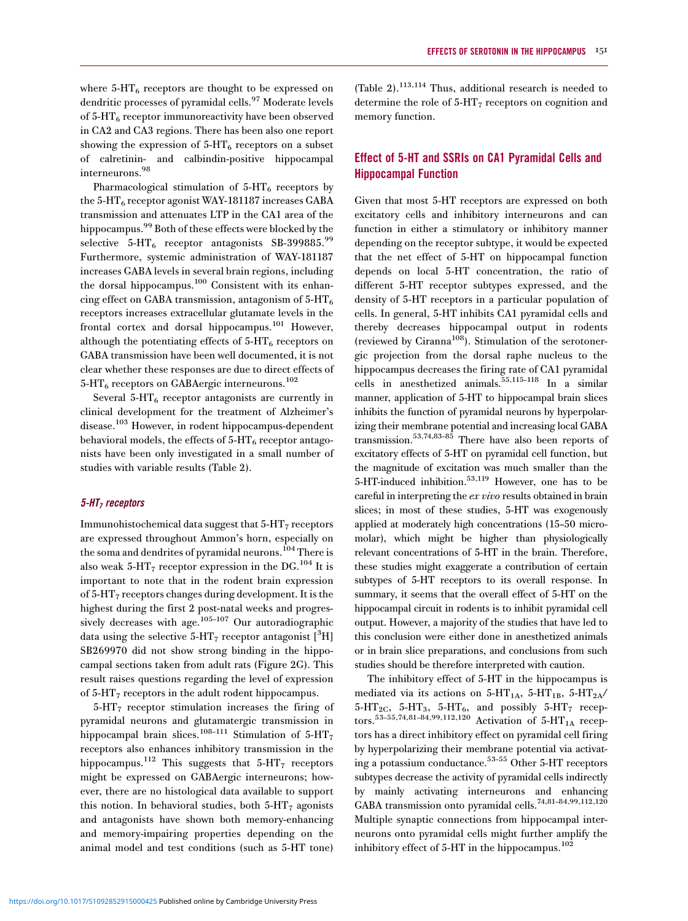where 5-$HT_6$ receptors are thought to be expressed on dendritic processes of pyramidal cells.[97] Moderate levels of 5-$HT_6$ receptor immunoreactivity have been observed in CA2 and CA3 regions. There has been also one report showing the expression of 5-$HT_6$ receptors on a subset of calretinin- and calbindin-positive hippocampal interneurons.[98]

Pharmacological stimulation of 5-$HT_6$ receptors by the 5-$HT_6$ receptor agonist WAY-181187 increases GABA transmission and attenuates LTP in the CA1 area of the hippocampus.[99] Both of these effects were blocked by the selective 5-$HT_6$ receptor antagonists SB-399885.[99] Furthermore, systemic administration of WAY-181187 increases GABA levels in several brain regions, including the dorsal hippocampus.[100] Consistent with its enhancing effect on GABA transmission, antagonism of 5-$HT_6$ receptors increases extracellular glutamate levels in the frontal cortex and dorsal hippocampus.[101] However, although the potentiating effects of 5-$HT_6$ receptors on GABA transmission have been well documented, it is not clear whether these responses are due to direct effects of 5-$HT_6$ receptors on GABAergic interneurons.[102]

Several 5-$HT_6$ receptor antagonists are currently in clinical development for the treatment of Alzheimer's disease.[103] However, in rodent hippocampus-dependent behavioral models, the effects of 5-$HT_6$ receptor antagonists have been only investigated in a small number of studies with variable results (Table 2).

#### *5-$HT_7$ receptors*

Immunohistochemical data suggest that 5-$HT_7$ receptors are expressed throughout Ammon's horn, especially on the soma and dendrites of pyramidal neurons.[104] There is also weak 5-$HT_7$ receptor expression in the DG.[104] It is important to note that in the rodent brain expression of 5-$HT_7$ receptors changes during development. It is the highest during the first 2 post-natal weeks and progressively decreases with age.[105–107] Our autoradiographic data using the selective 5-$HT_7$ receptor antagonist [$^3$H] SB269970 did not show strong binding in the hippocampal sections taken from adult rats (Figure 2G). This result raises questions regarding the level of expression of 5-$HT_7$ receptors in the adult rodent hippocampus.

5-$HT_7$ receptor stimulation increases the firing of pyramidal neurons and glutamatergic transmission in hippocampal brain slices.[108–111] Stimulation of 5-$HT_7$ receptors also enhances inhibitory transmission in the hippocampus.[112] This suggests that 5-$HT_7$ receptors might be expressed on GABAergic interneurons; however, there are no histological data available to support this notion. In behavioral studies, both 5-$HT_7$ agonists and antagonists have shown both memory-enhancing and memory-impairing properties depending on the animal model and test conditions (such as 5-HT tone) (Table 2).[113,114] Thus, additional research is needed to determine the role of 5-$HT_7$ receptors on cognition and memory function.

## Effect of 5-HT and SSRIs on CA1 Pyramidal Cells and Hippocampal Function

Given that most 5-HT receptors are expressed on both excitatory cells and inhibitory interneurons and can function in either a stimulatory or inhibitory manner depending on the receptor subtype, it would be expected that the net effect of 5-HT on hippocampal function depends on local 5-HT concentration, the ratio of different 5-HT receptor subtypes expressed, and the density of 5-HT receptors in a particular population of cells. In general, 5-HT inhibits CA1 pyramidal cells and thereby decreases hippocampal output in rodents (reviewed by Ciranna[108]). Stimulation of the serotonergic projection from the dorsal raphe nucleus to the hippocampus decreases the firing rate of CA1 pyramidal cells in anesthetized animals.[55,115–118] In a similar manner, application of 5-HT to hippocampal brain slices inhibits the function of pyramidal neurons by hyperpolarizing their membrane potential and increasing local GABA transmission.[53,74,83–85] There have also been reports of excitatory effects of 5-HT on pyramidal cell function, but the magnitude of excitation was much smaller than the 5-HT-induced inhibition.[53,119] However, one has to be careful in interpreting the *ex vivo* results obtained in brain slices; in most of these studies, 5-HT was exogenously applied at moderately high concentrations (15–50 micromolar), which might be higher than physiologically relevant concentrations of 5-HT in the brain. Therefore, these studies might exaggerate a contribution of certain subtypes of 5-HT receptors to its overall response. In summary, it seems that the overall effect of 5-HT on the hippocampal circuit in rodents is to inhibit pyramidal cell output. However, a majority of the studies that have led to this conclusion were either done in anesthetized animals or in brain slice preparations, and conclusions from such studies should be therefore interpreted with caution.

The inhibitory effect of 5-HT in the hippocampus is mediated via its actions on 5-$HT_{1A}$, 5-$HT_{1B}$, 5-$HT_{2A}$/5-$HT_{2C}$, 5-$HT_3$, 5-$HT_6$, and possibly 5-$HT_7$ receptors.[53–55,74,81–84,99,112,120] Activation of 5-$HT_{1A}$ receptors has a direct inhibitory effect on pyramidal cell firing by hyperpolarizing their membrane potential via activating a potassium conductance.[53–55] Other 5-HT receptors subtypes decrease the activity of pyramidal cells indirectly by mainly activating interneurons and enhancing GABA transmission onto pyramidal cells.[74,81–84,99,112,120] Multiple synaptic connections from hippocampal interneurons onto pyramidal cells might further amplify the inhibitory effect of 5-HT in the hippocampus.[102]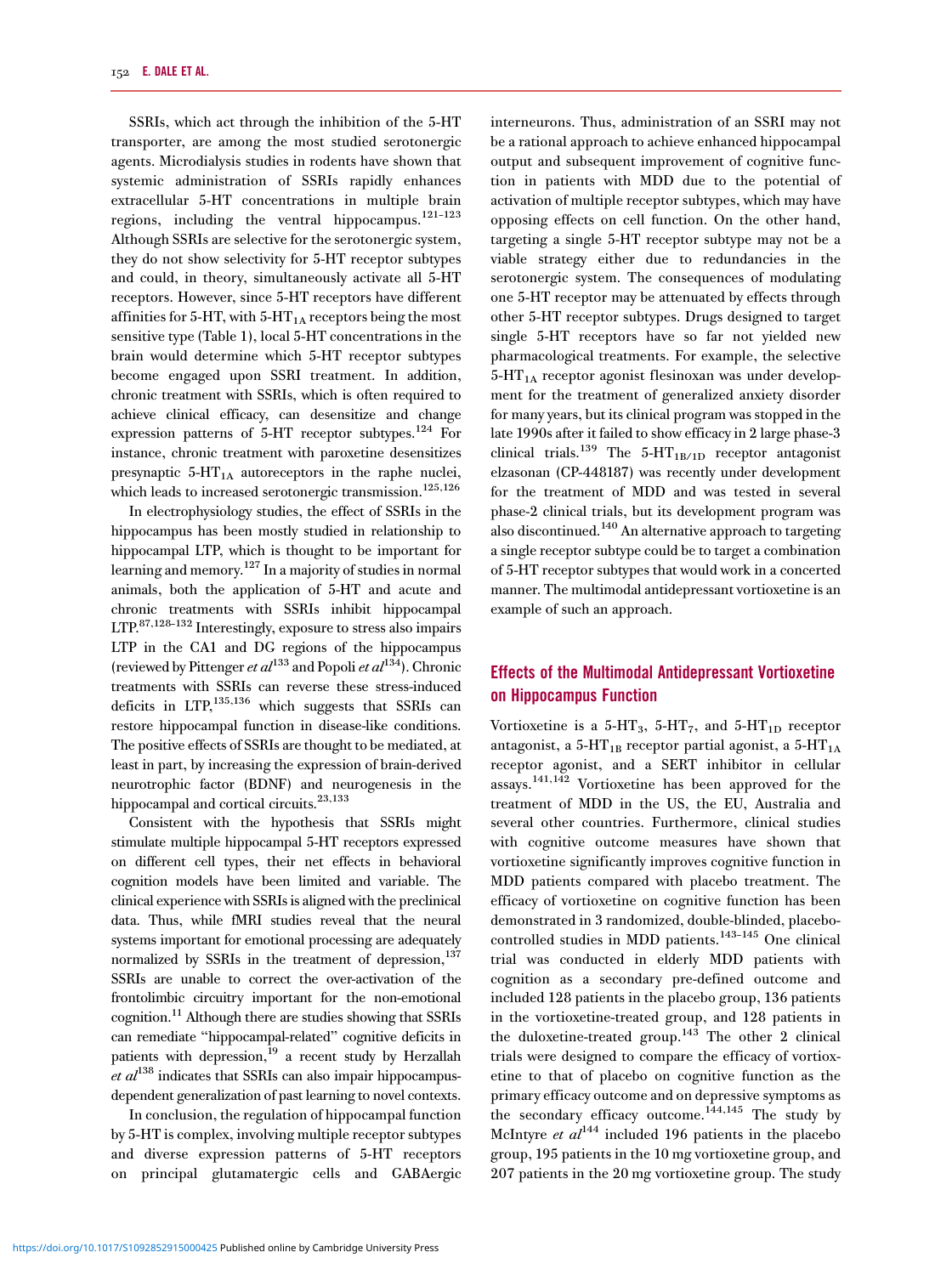SSRIs, which act through the inhibition of the 5-HT transporter, are among the most studied serotonergic agents. Microdialysis studies in rodents have shown that systemic administration of SSRIs rapidly enhances extracellular 5-HT concentrations in multiple brain regions, including the ventral hippocampus.[121–123] Although SSRIs are selective for the serotonergic system, they do not show selectivity for 5-HT receptor subtypes and could, in theory, simultaneously activate all 5-HT receptors. However, since 5-HT receptors have different affinities for 5-HT, with $5\text{-HT}_{1A}$ receptors being the most sensitive type (Table 1), local 5-HT concentrations in the brain would determine which 5-HT receptor subtypes become engaged upon SSRI treatment. In addition, chronic treatment with SSRIs, which is often required to achieve clinical efficacy, can desensitize and change expression patterns of 5-HT receptor subtypes.[124] For instance, chronic treatment with paroxetine desensitizes presynaptic $5\text{-HT}_{1A}$ autoreceptors in the raphe nuclei, which leads to increased serotonergic transmission.[125,126]

In electrophysiology studies, the effect of SSRIs in the hippocampus has been mostly studied in relationship to hippocampal LTP, which is thought to be important for learning and memory.[127] In a majority of studies in normal animals, both the application of 5-HT and acute and chronic treatments with SSRIs inhibit hippocampal LTP.[87,128–132] Interestingly, exposure to stress also impairs LTP in the CA1 and DG regions of the hippocampus (reviewed by Pittenger *et al*[133] and Popoli *et al*[134]). Chronic treatments with SSRIs can reverse these stress-induced deficits in LTP,[135,136] which suggests that SSRIs can restore hippocampal function in disease-like conditions. The positive effects of SSRIs are thought to be mediated, at least in part, by increasing the expression of brain-derived neurotrophic factor (BDNF) and neurogenesis in the hippocampal and cortical circuits.[23,133]

Consistent with the hypothesis that SSRIs might stimulate multiple hippocampal 5-HT receptors expressed on different cell types, their net effects in behavioral cognition models have been limited and variable. The clinical experience with SSRIs is aligned with the preclinical data. Thus, while fMRI studies reveal that the neural systems important for emotional processing are adequately normalized by SSRIs in the treatment of depression,[137] SSRIs are unable to correct the over-activation of the frontolimbic circuitry important for the non-emotional cognition.[11] Although there are studies showing that SSRIs can remediate "hippocampal-related" cognitive deficits in patients with depression,[19] a recent study by Herzallah *et al*[138] indicates that SSRIs can also impair hippocampus-dependent generalization of past learning to novel contexts.

In conclusion, the regulation of hippocampal function by 5-HT is complex, involving multiple receptor subtypes and diverse expression patterns of 5-HT receptors on principal glutamatergic cells and GABAergic interneurons. Thus, administration of an SSRI may not be a rational approach to achieve enhanced hippocampal output and subsequent improvement of cognitive function in patients with MDD due to the potential of activation of multiple receptor subtypes, which may have opposing effects on cell function. On the other hand, targeting a single 5-HT receptor subtype may not be a viable strategy either due to redundancies in the serotonergic system. The consequences of modulating one 5-HT receptor may be attenuated by effects through other 5-HT receptor subtypes. Drugs designed to target single 5-HT receptors have so far not yielded new pharmacological treatments. For example, the selective $5\text{-HT}_{1A}$ receptor agonist flesinoxan was under development for the treatment of generalized anxiety disorder for many years, but its clinical program was stopped in the late 1990s after it failed to show efficacy in 2 large phase-3 clinical trials.[139] The $5\text{-HT}_{1B/1D}$ receptor antagonist elzasonan (CP-448187) was recently under development for the treatment of MDD and was tested in several phase-2 clinical trials, but its development program was also discontinued.[140] An alternative approach to targeting a single receptor subtype could be to target a combination of 5-HT receptor subtypes that would work in a concerted manner. The multimodal antidepressant vortioxetine is an example of such an approach.

## Effects of the Multimodal Antidepressant Vortioxetine on Hippocampus Function

Vortioxetine is a $5\text{-HT}_3$, $5\text{-HT}_7$, and $5\text{-HT}_{1D}$ receptor antagonist, a $5\text{-HT}_{1B}$ receptor partial agonist, a $5\text{-HT}_{1A}$ receptor agonist, and a SERT inhibitor in cellular assays.[141,142] Vortioxetine has been approved for the treatment of MDD in the US, the EU, Australia and several other countries. Furthermore, clinical studies with cognitive outcome measures have shown that vortioxetine significantly improves cognitive function in MDD patients compared with placebo treatment. The efficacy of vortioxetine on cognitive function has been demonstrated in 3 randomized, double-blinded, placebo-controlled studies in MDD patients.[143–145] One clinical trial was conducted in elderly MDD patients with cognition as a secondary pre-defined outcome and included 128 patients in the placebo group, 136 patients in the vortioxetine-treated group, and 128 patients in the duloxetine-treated group.[143] The other 2 clinical trials were designed to compare the efficacy of vortioxetine to that of placebo on cognitive function as the primary efficacy outcome and on depressive symptoms as the secondary efficacy outcome.[144,145] The study by McIntyre *et al*[144] included 196 patients in the placebo group, 195 patients in the 10 mg vortioxetine group, and 207 patients in the 20 mg vortioxetine group. The study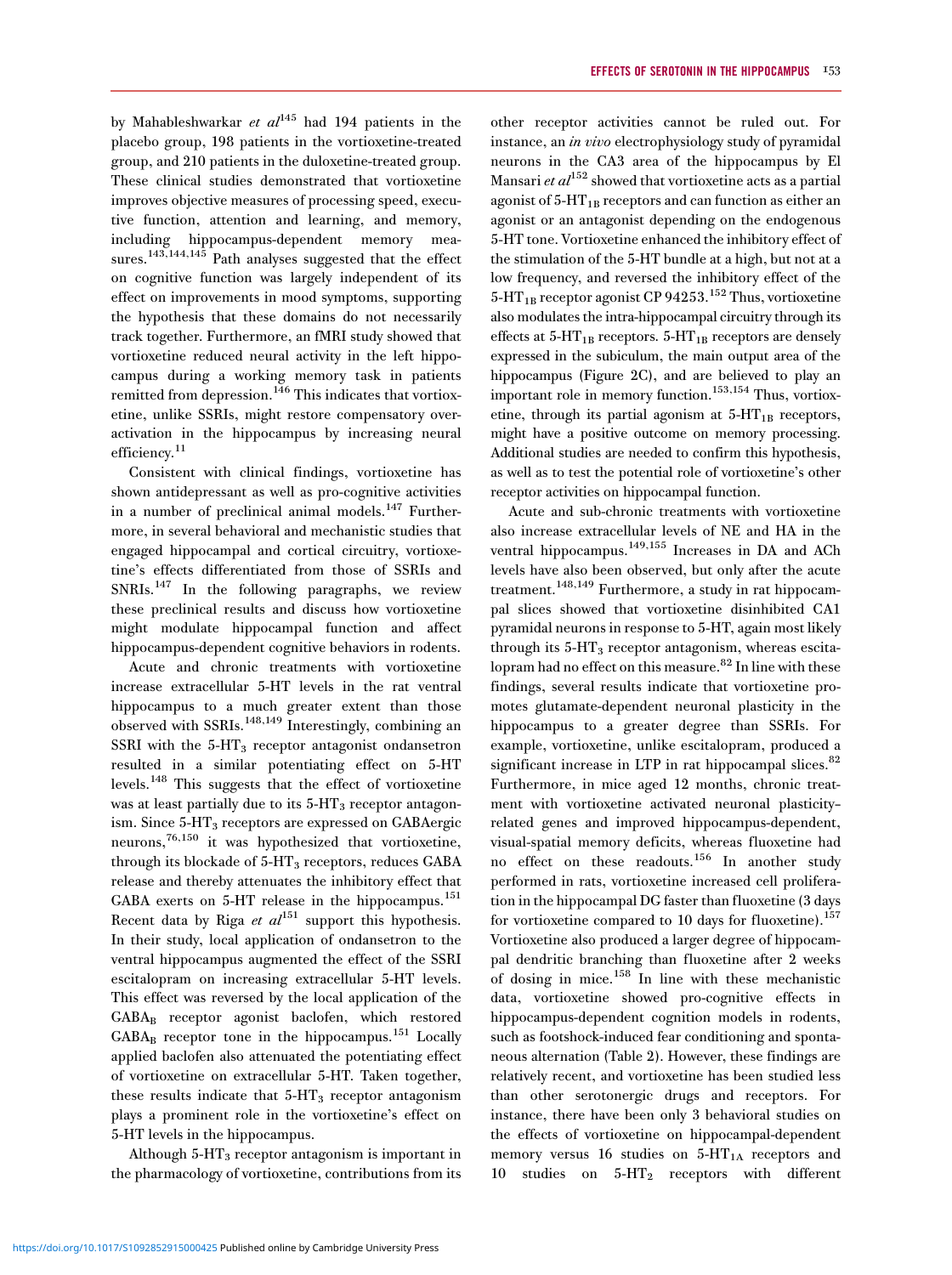by Mahableshwarkar *et al*[145] had 194 patients in the placebo group, 198 patients in the vortioxetine-treated group, and 210 patients in the duloxetine-treated group. These clinical studies demonstrated that vortioxetine improves objective measures of processing speed, executive function, attention and learning, and memory, including hippocampus-dependent memory measures.[143,144,145] Path analyses suggested that the effect on cognitive function was largely independent of its effect on improvements in mood symptoms, supporting the hypothesis that these domains do not necessarily track together. Furthermore, an fMRI study showed that vortioxetine reduced neural activity in the left hippocampus during a working memory task in patients remitted from depression.[146] This indicates that vortioxetine, unlike SSRIs, might restore compensatory overactivation in the hippocampus by increasing neural efficiency.[11]

Consistent with clinical findings, vortioxetine has shown antidepressant as well as pro-cognitive activities in a number of preclinical animal models.[147] Furthermore, in several behavioral and mechanistic studies that engaged hippocampal and cortical circuitry, vortioxetine's effects differentiated from those of SSRIs and SNRIs.[147] In the following paragraphs, we review these preclinical results and discuss how vortioxetine might modulate hippocampal function and affect hippocampus-dependent cognitive behaviors in rodents.

Acute and chronic treatments with vortioxetine increase extracellular 5-HT levels in the rat ventral hippocampus to a much greater extent than those observed with SSRIs.[148,149] Interestingly, combining an SSRI with the 5-$HT_3$ receptor antagonist ondansetron resulted in a similar potentiating effect on 5-HT levels.[148] This suggests that the effect of vortioxetine was at least partially due to its 5-$HT_3$ receptor antagonism. Since 5-$HT_3$ receptors are expressed on GABAergic neurons,[76,150] it was hypothesized that vortioxetine, through its blockade of 5-$HT_3$ receptors, reduces GABA release and thereby attenuates the inhibitory effect that GABA exerts on 5-HT release in the hippocampus.[151] Recent data by Riga *et al*[151] support this hypothesis. In their study, local application of ondansetron to the ventral hippocampus augmented the effect of the SSRI escitalopram on increasing extracellular 5-HT levels. This effect was reversed by the local application of the $GABA_B$ receptor agonist baclofen, which restored $GABA_B$ receptor tone in the hippocampus.[151] Locally applied baclofen also attenuated the potentiating effect of vortioxetine on extracellular 5-HT. Taken together, these results indicate that 5-$HT_3$ receptor antagonism plays a prominent role in the vortioxetine's effect on 5-HT levels in the hippocampus.

Although 5-$HT_3$ receptor antagonism is important in the pharmacology of vortioxetine, contributions from its other receptor activities cannot be ruled out. For instance, an *in vivo* electrophysiology study of pyramidal neurons in the CA3 area of the hippocampus by El Mansari *et al*[152] showed that vortioxetine acts as a partial agonist of 5-$HT_{1B}$ receptors and can function as either an agonist or an antagonist depending on the endogenous 5-HT tone. Vortioxetine enhanced the inhibitory effect of the stimulation of the 5-HT bundle at a high, but not at a low frequency, and reversed the inhibitory effect of the 5-$HT_{1B}$ receptor agonist CP 94253.[152] Thus, vortioxetine also modulates the intra-hippocampal circuitry through its effects at 5-$HT_{1B}$ receptors. 5-$HT_{1B}$ receptors are densely expressed in the subiculum, the main output area of the hippocampus (Figure 2C), and are believed to play an important role in memory function.[153,154] Thus, vortioxetine, through its partial agonism at 5-$HT_{1B}$ receptors, might have a positive outcome on memory processing. Additional studies are needed to confirm this hypothesis, as well as to test the potential role of vortioxetine's other receptor activities on hippocampal function.

Acute and sub-chronic treatments with vortioxetine also increase extracellular levels of NE and HA in the ventral hippocampus.[149,155] Increases in DA and ACh levels have also been observed, but only after the acute treatment.[148,149] Furthermore, a study in rat hippocampal slices showed that vortioxetine disinhibited CA1 pyramidal neurons in response to 5-HT, again most likely through its 5-$HT_3$ receptor antagonism, whereas escitalopram had no effect on this measure.[82] In line with these findings, several results indicate that vortioxetine promotes glutamate-dependent neuronal plasticity in the hippocampus to a greater degree than SSRIs. For example, vortioxetine, unlike escitalopram, produced a significant increase in LTP in rat hippocampal slices.[82] Furthermore, in mice aged 12 months, chronic treatment with vortioxetine activated neuronal plasticity-related genes and improved hippocampus-dependent, visual-spatial memory deficits, whereas fluoxetine had no effect on these readouts.[156] In another study performed in rats, vortioxetine increased cell proliferation in the hippocampal DG faster than fluoxetine (3 days for vortioxetine compared to 10 days for fluoxetine).[157] Vortioxetine also produced a larger degree of hippocampal dendritic branching than fluoxetine after 2 weeks of dosing in mice.[158] In line with these mechanistic data, vortioxetine showed pro-cognitive effects in hippocampus-dependent cognition models in rodents, such as footshock-induced fear conditioning and spontaneous alternation (Table 2). However, these findings are relatively recent, and vortioxetine has been studied less than other serotonergic drugs and receptors. For instance, there have been only 3 behavioral studies on the effects of vortioxetine on hippocampal-dependent memory versus 16 studies on 5-$HT_{1A}$ receptors and 10 studies on 5-$HT_2$ receptors with different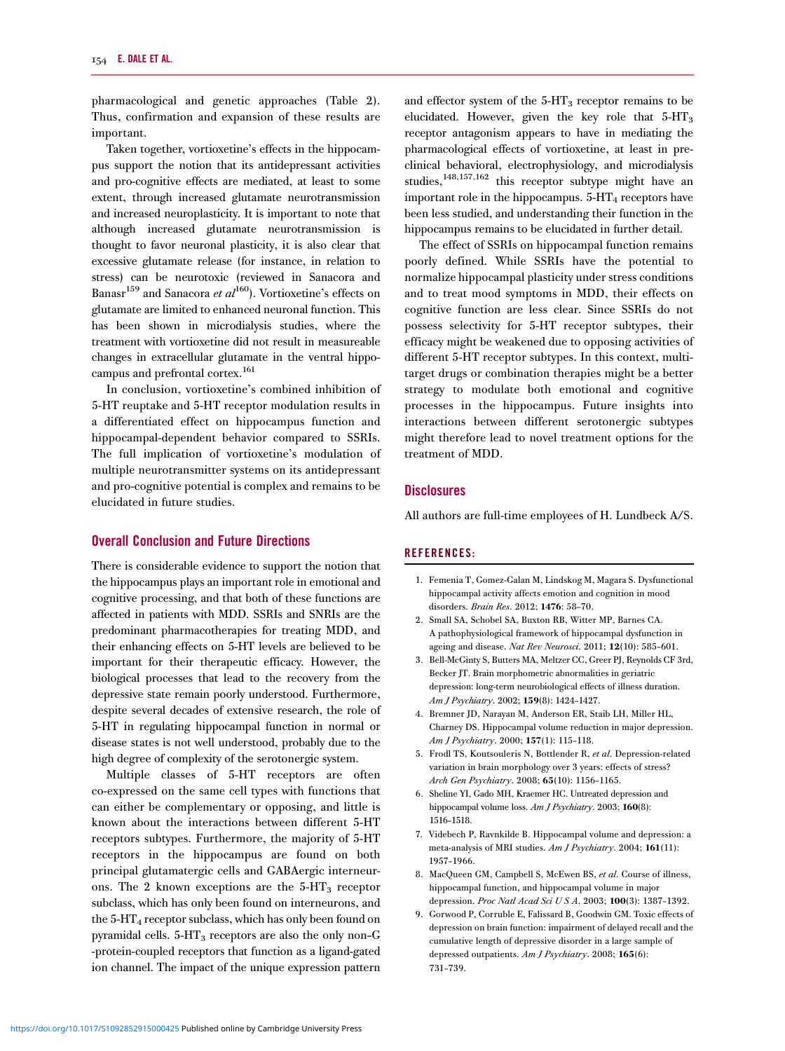pharmacological and genetic approaches (Table 2). Thus, confirmation and expansion of these results are important.

Taken together, vortioxetine's effects in the hippocampus support the notion that its antidepressant activities and pro-cognitive effects are mediated, at least to some extent, through increased glutamate neurotransmission and increased neuroplasticity. It is important to note that although increased glutamate neurotransmission is thought to favor neuronal plasticity, it is also clear that excessive glutamate release (for instance, in relation to stress) can be neurotoxic (reviewed in Sanacora and Banasr[159] and Sanacora *et al*[160]). Vortioxetine's effects on glutamate are limited to enhanced neuronal function. This has been shown in microdialysis studies, where the treatment with vortioxetine did not result in measureable changes in extracellular glutamate in the ventral hippocampus and prefrontal cortex.[161]

In conclusion, vortioxetine's combined inhibition of 5-HT reuptake and 5-HT receptor modulation results in a differentiated effect on hippocampus function and hippocampal-dependent behavior compared to SSRIs. The full implication of vortioxetine's modulation of multiple neurotransmitter systems on its antidepressant and pro-cognitive potential is complex and remains to be elucidated in future studies.

## Overall Conclusion and Future Directions

There is considerable evidence to support the notion that the hippocampus plays an important role in emotional and cognitive processing, and that both of these functions are affected in patients with MDD. SSRIs and SNRIs are the predominant pharmacotherapies for treating MDD, and their enhancing effects on 5-HT levels are believed to be important for their therapeutic efficacy. However, the biological processes that lead to the recovery from the depressive state remain poorly understood. Furthermore, despite several decades of extensive research, the role of 5-HT in regulating hippocampal function in normal or disease states is not well understood, probably due to the high degree of complexity of the serotonergic system.

Multiple classes of 5-HT receptors are often co-expressed on the same cell types with functions that can either be complementary or opposing, and little is known about the interactions between different 5-HT receptors subtypes. Furthermore, the majority of 5-HT receptors in the hippocampus are found on both principal glutamatergic cells and GABAergic interneurons. The 2 known exceptions are the $5\text{-HT}_3$ receptor subclass, which has only been found on interneurons, and the $5\text{-HT}_4$ receptor subclass, which has only been found on pyramidal cells. $5\text{-HT}_3$ receptors are also the only non-G -protein-coupled receptors that function as a ligand-gated ion channel. The impact of the unique expression pattern and effector system of the $5\text{-HT}_3$ receptor remains to be elucidated. However, given the key role that $5\text{-HT}_3$ receptor antagonism appears to have in mediating the pharmacological effects of vortioxetine, at least in preclinical behavioral, electrophysiology, and microdialysis studies,[148,157,162] this receptor subtype might have an important role in the hippocampus. $5\text{-HT}_4$ receptors have been less studied, and understanding their function in the hippocampus remains to be elucidated in further detail.

The effect of SSRIs on hippocampal function remains poorly defined. While SSRIs have the potential to normalize hippocampal plasticity under stress conditions and to treat mood symptoms in MDD, their effects on cognitive function are less clear. Since SSRIs do not possess selectivity for 5-HT receptor subtypes, their efficacy might be weakened due to opposing activities of different 5-HT receptor subtypes. In this context, multi-target drugs or combination therapies might be a better strategy to modulate both emotional and cognitive processes in the hippocampus. Future insights into interactions between different serotonergic subtypes might therefore lead to novel treatment options for the treatment of MDD.

## Disclosures

All authors are full-time employees of H. Lundbeck A/S.

## REFERENCES:

1. Femenia T, Gomez-Galan M, Lindskog M, Magara S. Dysfunctional hippocampal activity affects emotion and cognition in mood disorders. *Brain Res*. 2012; **1476**: 58–70.
2. Small SA, Schobel SA, Buxton RB, Witter MP, Barnes CA. A pathophysiological framework of hippocampal dysfunction in ageing and disease. *Nat Rev Neurosci*. 2011; **12**(10): 585–601.
3. Bell-McGinty S, Butters MA, Meltzer CC, Greer PJ, Reynolds CF 3rd, Becker JT. Brain morphometric abnormalities in geriatric depression: long-term neurobiological effects of illness duration. *Am J Psychiatry*. 2002; **159**(8): 1424–1427.
4. Bremner JD, Narayan M, Anderson ER, Staib LH, Miller HL, Charney DS. Hippocampal volume reduction in major depression. *Am J Psychiatry*. 2000; **157**(1): 115–118.
5. Frodl TS, Koutsouleris N, Bottlender R, *et al*. Depression-related variation in brain morphology over 3 years: effects of stress? *Arch Gen Psychiatry*. 2008; **65**(10): 1156–1165.
6. Sheline YI, Gado MH, Kraemer HC. Untreated depression and hippocampal volume loss. *Am J Psychiatry*. 2003; **160**(8): 1516–1518.
7. Videbech P, Ravnkilde B. Hippocampal volume and depression: a meta-analysis of MRI studies. *Am J Psychiatry*. 2004; **161**(11): 1957–1966.
8. MacQueen GM, Campbell S, McEwen BS, *et al*. Course of illness, hippocampal function, and hippocampal volume in major depression. *Proc Natl Acad Sci U S A*. 2003; **100**(3): 1387–1392.
9. Gorwood P, Corruble E, Falissard B, Goodwin GM. Toxic effects of depression on brain function: impairment of delayed recall and the cumulative length of depressive disorder in a large sample of depressed outpatients. *Am J Psychiatry*. 2008; **165**(6): 731–739.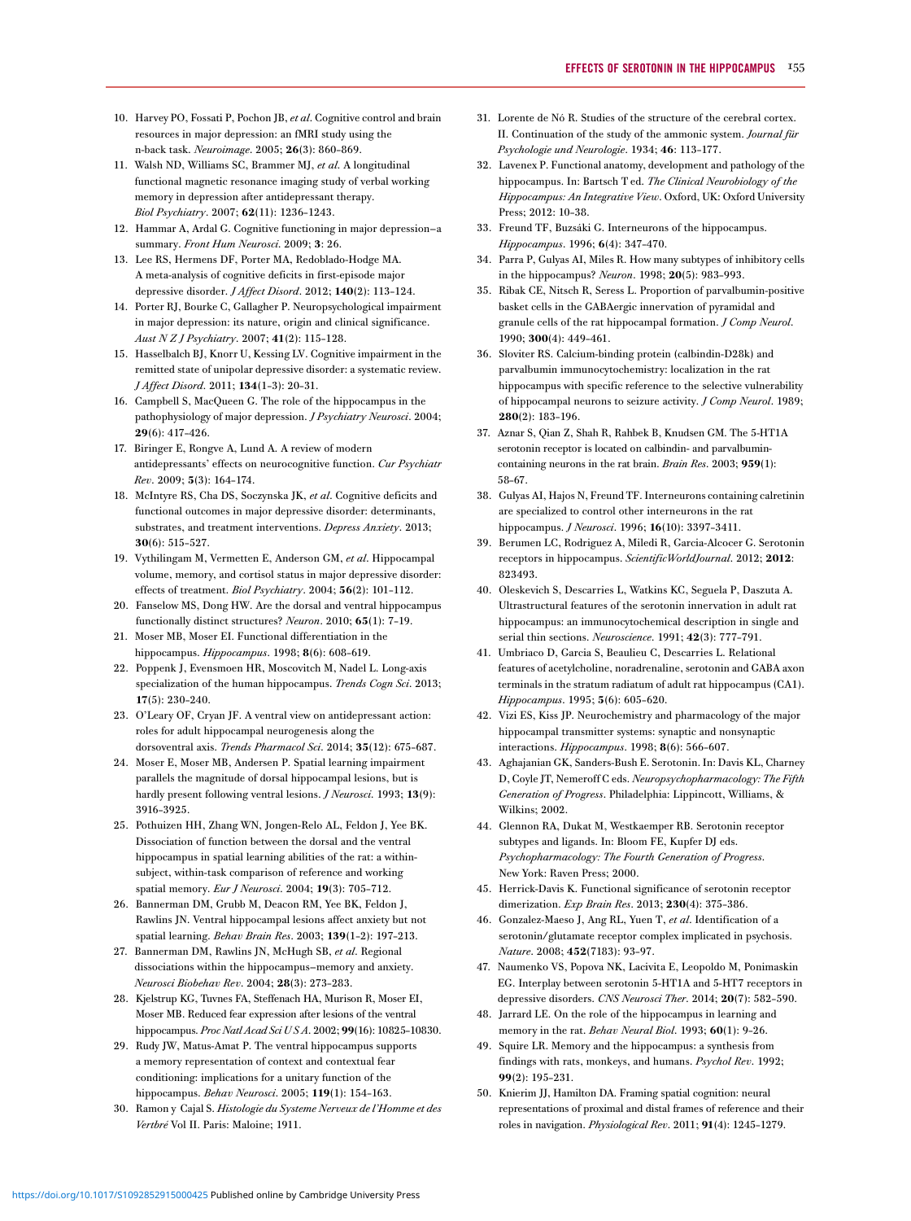10. Harvey PO, Fossati P, Pochon JB, *et al*. Cognitive control and brain resources in major depression: an fMRI study using the n-back task. *Neuroimage*. 2005; **26**(3): 860–869.
11. Walsh ND, Williams SC, Brammer MJ, *et al*. A longitudinal functional magnetic resonance imaging study of verbal working memory in depression after antidepressant therapy. *Biol Psychiatry*. 2007; **62**(11): 1236–1243.
12. Hammar A, Ardal G. Cognitive functioning in major depression–a summary. *Front Hum Neurosci*. 2009; **3**: 26.
13. Lee RS, Hermens DF, Porter MA, Redoblado-Hodge MA. A meta-analysis of cognitive deficits in first-episode major depressive disorder. *J Affect Disord*. 2012; **140**(2): 113–124.
14. Porter RJ, Bourke C, Gallagher P. Neuropsychological impairment in major depression: its nature, origin and clinical significance. *Aust N Z J Psychiatry*. 2007; **41**(2): 115–128.
15. Hasselbalch BJ, Knorr U, Kessing LV. Cognitive impairment in the remitted state of unipolar depressive disorder: a systematic review. *J Affect Disord*. 2011; **134**(1–3): 20–31.
16. Campbell S, MacQueen G. The role of the hippocampus in the pathophysiology of major depression. *J Psychiatry Neurosci*. 2004; **29**(6): 417–426.
17. Biringer E, Rongve A, Lund A. A review of modern antidepressants' effects on neurocognitive function. *Cur Psychiatr Rev*. 2009; **5**(3): 164–174.
18. McIntyre RS, Cha DS, Soczynska JK, *et al*. Cognitive deficits and functional outcomes in major depressive disorder: determinants, substrates, and treatment interventions. *Depress Anxiety*. 2013; **30**(6): 515–527.
19. Vythilingam M, Vermetten E, Anderson GM, *et al*. Hippocampal volume, memory, and cortisol status in major depressive disorder: effects of treatment. *Biol Psychiatry*. 2004; **56**(2): 101–112.
20. Fanselow MS, Dong HW. Are the dorsal and ventral hippocampus functionally distinct structures? *Neuron*. 2010; **65**(1): 7–19.
21. Moser MB, Moser EI. Functional differentiation in the hippocampus. *Hippocampus*. 1998; **8**(6): 608–619.
22. Poppenk J, Evensmoen HR, Moscovitch M, Nadel L. Long-axis specialization of the human hippocampus. *Trends Cogn Sci*. 2013; **17**(5): 230–240.
23. O'Leary OF, Cryan JF. A ventral view on antidepressant action: roles for adult hippocampal neurogenesis along the dorsoventral axis. *Trends Pharmacol Sci*. 2014; **35**(12): 675–687.
24. Moser E, Moser MB, Andersen P. Spatial learning impairment parallels the magnitude of dorsal hippocampal lesions, but is hardly present following ventral lesions. *J Neurosci*. 1993; **13**(9): 3916–3925.
25. Pothuizen HH, Zhang WN, Jongen-Relo AL, Feldon J, Yee BK. Dissociation of function between the dorsal and the ventral hippocampus in spatial learning abilities of the rat: a within-subject, within-task comparison of reference and working spatial memory. *Eur J Neurosci*. 2004; **19**(3): 705–712.
26. Bannerman DM, Grubb M, Deacon RM, Yee BK, Feldon J, Rawlins JN. Ventral hippocampal lesions affect anxiety but not spatial learning. *Behav Brain Res*. 2003; **139**(1–2): 197–213.
27. Bannerman DM, Rawlins JN, McHugh SB, *et al*. Regional dissociations within the hippocampus–memory and anxiety. *Neurosci Biobehav Rev*. 2004; **28**(3): 273–283.
28. Kjelstrup KG, Tuvnes FA, Steffenach HA, Murison R, Moser EI, Moser MB. Reduced fear expression after lesions of the ventral hippocampus. *Proc Natl Acad Sci U S A*. 2002; **99**(16): 10825–10830.
29. Rudy JW, Matus-Amat P. The ventral hippocampus supports a memory representation of context and contextual fear conditioning: implications for a unitary function of the hippocampus. *Behav Neurosci*. 2005; **119**(1): 154–163.
30. Ramon y Cajal S. *Histologie du Systeme Nerveux de l'Homme et des Vertbré* Vol II. Paris: Maloine; 1911.
31. Lorente de Nó R. Studies of the structure of the cerebral cortex. II. Continuation of the study of the ammonic system. *Journal für Psychologie und Neurologie*. 1934; **46**: 113–177.
32. Lavenex P. Functional anatomy, development and pathology of the hippocampus. In: Bartsch T ed. *The Clinical Neurobiology of the Hippocampus: An Integrative View*. Oxford, UK: Oxford University Press; 2012: 10–38.
33. Freund TF, Buzsáki G. Interneurons of the hippocampus. *Hippocampus*. 1996; **6**(4): 347–470.
34. Parra P, Gulyas AI, Miles R. How many subtypes of inhibitory cells in the hippocampus? *Neuron*. 1998; **20**(5): 983–993.
35. Ribak CE, Nitsch R, Seress L. Proportion of parvalbumin-positive basket cells in the GABAergic innervation of pyramidal and granule cells of the rat hippocampal formation. *J Comp Neurol*. 1990; **300**(4): 449–461.
36. Sloviter RS. Calcium-binding protein (calbindin-D28k) and parvalbumin immunocytochemistry: localization in the rat hippocampus with specific reference to the selective vulnerability of hippocampal neurons to seizure activity. *J Comp Neurol*. 1989; **280**(2): 183–196.
37. Aznar S, Qian Z, Shah R, Rahbek B, Knudsen GM. The 5-HT1A serotonin receptor is located on calbindin- and parvalbumin-containing neurons in the rat brain. *Brain Res*. 2003; **959**(1): 58–67.
38. Gulyas AI, Hajos N, Freund TF. Interneurons containing calretinin are specialized to control other interneurons in the rat hippocampus. *J Neurosci*. 1996; **16**(10): 3397–3411.
39. Berumen LC, Rodriguez A, Miledi R, Garcia-Alcocer G. Serotonin receptors in hippocampus. *ScientificWorldJournal*. 2012; **2012**: 823493.
40. Oleskevich S, Descarries L, Watkins KC, Seguela P, Daszuta A. Ultrastructural features of the serotonin innervation in adult rat hippocampus: an immunocytochemical description in single and serial thin sections. *Neuroscience*. 1991; **42**(3): 777–791.
41. Umbriaco D, Garcia S, Beaulieu C, Descarries L. Relational features of acetylcholine, noradrenaline, serotonin and GABA axon terminals in the stratum radiatum of adult rat hippocampus (CA1). *Hippocampus*. 1995; **5**(6): 605–620.
42. Vizi ES, Kiss JP. Neurochemistry and pharmacology of the major hippocampal transmitter systems: synaptic and nonsynaptic interactions. *Hippocampus*. 1998; **8**(6): 566–607.
43. Aghajanian GK, Sanders-Bush E. Serotonin. In: Davis KL, Charney D, Coyle JT, Nemeroff C eds. *Neuropsychopharmacology: The Fifth Generation of Progress*. Philadelphia: Lippincott, Williams, & Wilkins; 2002.
44. Glennon RA, Dukat M, Westkaemper RB. Serotonin receptor subtypes and ligands. In: Bloom FE, Kupfer DJ eds. *Psychopharmacology: The Fourth Generation of Progress*. New York: Raven Press; 2000.
45. Herrick-Davis K. Functional significance of serotonin receptor dimerization. *Exp Brain Res*. 2013; **230**(4): 375–386.
46. Gonzalez-Maeso J, Ang RL, Yuen T, *et al*. Identification of a serotonin/glutamate receptor complex implicated in psychosis. *Nature*. 2008; **452**(7183): 93–97.
47. Naumenko VS, Popova NK, Lacivita E, Leopoldo M, Ponimaskin EG. Interplay between serotonin 5-HT1A and 5-HT7 receptors in depressive disorders. *CNS Neurosci Ther*. 2014; **20**(7): 582–590.
48. Jarrard LE. On the role of the hippocampus in learning and memory in the rat. *Behav Neural Biol*. 1993; **60**(1): 9–26.
49. Squire LR. Memory and the hippocampus: a synthesis from findings with rats, monkeys, and humans. *Psychol Rev*. 1992; **99**(2): 195–231.
50. Knierim JJ, Hamilton DA. Framing spatial cognition: neural representations of proximal and distal frames of reference and their roles in navigation. *Physiological Rev*. 2011; **91**(4): 1245–1279.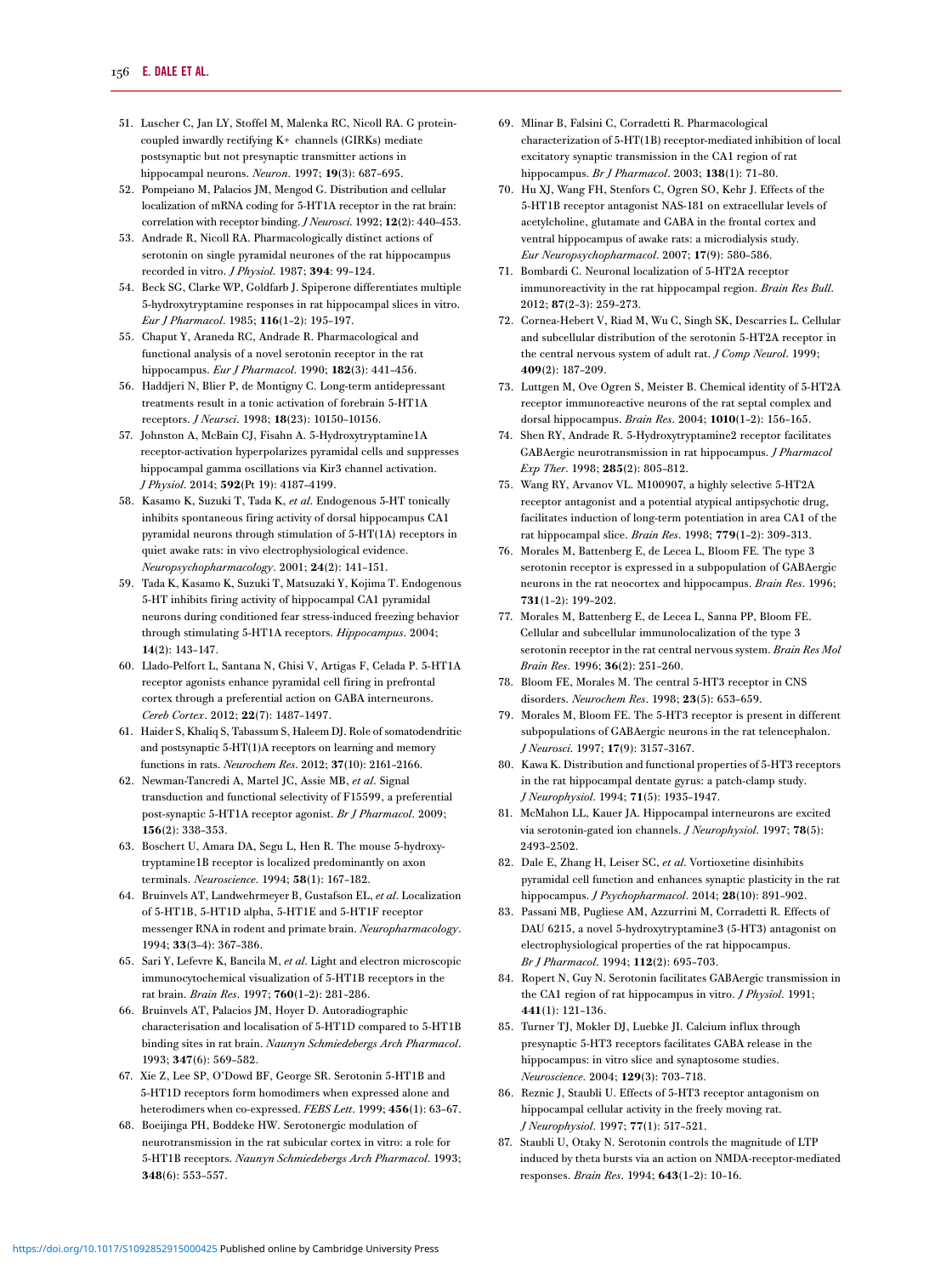51. Luscher C, Jan LY, Stoffel M, Malenka RC, Nicoll RA. G protein-coupled inwardly rectifying K+ channels (GIRKs) mediate postsynaptic but not presynaptic transmitter actions in hippocampal neurons. *Neuron*. 1997; **19**(3): 687–695.
52. Pompeiano M, Palacios JM, Mengod G. Distribution and cellular localization of mRNA coding for 5-HT1A receptor in the rat brain: correlation with receptor binding. *J Neurosci*. 1992; **12**(2): 440–453.
53. Andrade R, Nicoll RA. Pharmacologically distinct actions of serotonin on single pyramidal neurones of the rat hippocampus recorded in vitro. *J Physiol*. 1987; **394**: 99–124.
54. Beck SG, Clarke WP, Goldfarb J. Spiperone differentiates multiple 5-hydroxytryptamine responses in rat hippocampal slices in vitro. *Eur J Pharmacol*. 1985; **116**(1–2): 195–197.
55. Chaput Y, Araneda RC, Andrade R. Pharmacological and functional analysis of a novel serotonin receptor in the rat hippocampus. *Eur J Pharmacol*. 1990; **182**(3): 441–456.
56. Haddjeri N, Blier P, de Montigny C. Long-term antidepressant treatments result in a tonic activation of forebrain 5-HT1A receptors. *J Neursci*. 1998; **18**(23): 10150–10156.
57. Johnston A, McBain CJ, Fisahn A. 5-Hydroxytryptamine1A receptor-activation hyperpolarizes pyramidal cells and suppresses hippocampal gamma oscillations via Kir3 channel activation. *J Physiol*. 2014; **592**(Pt 19): 4187–4199.
58. Kasamo K, Suzuki T, Tada K, *et al*. Endogenous 5-HT tonically inhibits spontaneous firing activity of dorsal hippocampus CA1 pyramidal neurons through stimulation of 5-HT(1A) receptors in quiet awake rats: in vivo electrophysiological evidence. *Neuropsychopharmacology*. 2001; **24**(2): 141–151.
59. Tada K, Kasamo K, Suzuki T, Matsuzaki Y, Kojima T. Endogenous 5-HT inhibits firing activity of hippocampal CA1 pyramidal neurons during conditioned fear stress-induced freezing behavior through stimulating 5-HT1A receptors. *Hippocampus*. 2004; **14**(2): 143–147.
60. Llado-Pelfort L, Santana N, Ghisi V, Artigas F, Celada P. 5-HT1A receptor agonists enhance pyramidal cell firing in prefrontal cortex through a preferential action on GABA interneurons. *Cereb Cortex*. 2012; **22**(7): 1487–1497.
61. Haider S, Khaliq S, Tabassum S, Haleem DJ. Role of somatodendritic and postsynaptic 5-HT(1)A receptors on learning and memory functions in rats. *Neurochem Res*. 2012; **37**(10): 2161–2166.
62. Newman-Tancredi A, Martel JC, Assie MB, *et al*. Signal transduction and functional selectivity of F15599, a preferential post-synaptic 5-HT1A receptor agonist. *Br J Pharmacol*. 2009; **156**(2): 338–353.
63. Boschert U, Amara DA, Segu L, Hen R. The mouse 5-hydroxytryptamine1B receptor is localized predominantly on axon terminals. *Neuroscience*. 1994; **58**(1): 167–182.
64. Bruinvels AT, Landwehrmeyer B, Gustafson EL, *et al*. Localization of 5-HT1B, 5-HT1D alpha, 5-HT1E and 5-HT1F receptor messenger RNA in rodent and primate brain. *Neuropharmacology*. 1994; **33**(3–4): 367–386.
65. Sari Y, Lefevre K, Bancila M, *et al*. Light and electron microscopic immunocytochemical visualization of 5-HT1B receptors in the rat brain. *Brain Res*. 1997; **760**(1–2): 281–286.
66. Bruinvels AT, Palacios JM, Hoyer D. Autoradiographic characterisation and localisation of 5-HT1D compared to 5-HT1B binding sites in rat brain. *Naunyn Schmiedebergs Arch Pharmacol*. 1993; **347**(6): 569–582.
67. Xie Z, Lee SP, O'Dowd BF, George SR. Serotonin 5-HT1B and 5-HT1D receptors form homodimers when expressed alone and heterodimers when co-expressed. *FEBS Lett*. 1999; **456**(1): 63–67.
68. Boeijinga PH, Boddeke HW. Serotonergic modulation of neurotransmission in the rat subicular cortex in vitro: a role for 5-HT1B receptors. *Naunyn Schmiedebergs Arch Pharmacol*. 1993; **348**(6): 553–557.
69. Mlinar B, Falsini C, Corradetti R. Pharmacological characterization of 5-HT(1B) receptor-mediated inhibition of local excitatory synaptic transmission in the CA1 region of rat hippocampus. *Br J Pharmacol*. 2003; **138**(1): 71–80.
70. Hu XJ, Wang FH, Stenfors C, Ogren SO, Kehr J. Effects of the 5-HT1B receptor antagonist NAS-181 on extracellular levels of acetylcholine, glutamate and GABA in the frontal cortex and ventral hippocampus of awake rats: a microdialysis study. *Eur Neuropsychopharmacol*. 2007; **17**(9): 580–586.
71. Bombardi C. Neuronal localization of 5-HT2A receptor immunoreactivity in the rat hippocampal region. *Brain Res Bull*. 2012; **87**(2–3): 259–273.
72. Cornea-Hebert V, Riad M, Wu C, Singh SK, Descarries L. Cellular and subcellular distribution of the serotonin 5-HT2A receptor in the central nervous system of adult rat. *J Comp Neurol*. 1999; **409**(2): 187–209.
73. Luttgen M, Ove Ogren S, Meister B. Chemical identity of 5-HT2A receptor immunoreactive neurons of the rat septal complex and dorsal hippocampus. *Brain Res*. 2004; **1010**(1–2): 156–165.
74. Shen RY, Andrade R. 5-Hydroxytryptamine2 receptor facilitates GABAergic neurotransmission in rat hippocampus. *J Pharmacol Exp Ther*. 1998; **285**(2): 805–812.
75. Wang RY, Arvanov VL. M100907, a highly selective 5-HT2A receptor antagonist and a potential atypical antipsychotic drug, facilitates induction of long-term potentiation in area CA1 of the rat hippocampal slice. *Brain Res*. 1998; **779**(1–2): 309–313.
76. Morales M, Battenberg E, de Lecea L, Bloom FE. The type 3 serotonin receptor is expressed in a subpopulation of GABAergic neurons in the rat neocortex and hippocampus. *Brain Res*. 1996; **731**(1–2): 199–202.
77. Morales M, Battenberg E, de Lecea L, Sanna PP, Bloom FE. Cellular and subcellular immunolocalization of the type 3 serotonin receptor in the rat central nervous system. *Brain Res Mol Brain Res*. 1996; **36**(2): 251–260.
78. Bloom FE, Morales M. The central 5-HT3 receptor in CNS disorders. *Neurochem Res*. 1998; **23**(5): 653–659.
79. Morales M, Bloom FE. The 5-HT3 receptor is present in different subpopulations of GABAergic neurons in the rat telencephalon. *J Neurosci*. 1997; **17**(9): 3157–3167.
80. Kawa K. Distribution and functional properties of 5-HT3 receptors in the rat hippocampal dentate gyrus: a patch-clamp study. *J Neurophysiol*. 1994; **71**(5): 1935–1947.
81. McMahon LL, Kauer JA. Hippocampal interneurons are excited via serotonin-gated ion channels. *J Neurophysiol*. 1997; **78**(5): 2493–2502.
82. Dale E, Zhang H, Leiser SC, *et al*. Vortioxetine disinhibits pyramidal cell function and enhances synaptic plasticity in the rat hippocampus. *J Psychopharmacol*. 2014; **28**(10): 891–902.
83. Passani MB, Pugliese AM, Azzurrini M, Corradetti R. Effects of DAU 6215, a novel 5-hydroxytryptamine3 (5-HT3) antagonist on electrophysiological properties of the rat hippocampus. *Br J Pharmacol*. 1994; **112**(2): 695–703.
84. Ropert N, Guy N. Serotonin facilitates GABAergic transmission in the CA1 region of rat hippocampus in vitro. *J Physiol*. 1991; **441**(1): 121–136.
85. Turner TJ, Mokler DJ, Luebke JI. Calcium influx through presynaptic 5-HT3 receptors facilitates GABA release in the hippocampus: in vitro slice and synaptosome studies. *Neuroscience*. 2004; **129**(3): 703–718.
86. Reznic J, Staubli U. Effects of 5-HT3 receptor antagonism on hippocampal cellular activity in the freely moving rat. *J Neurophysiol*. 1997; **77**(1): 517–521.
87. Staubli U, Otaky N. Serotonin controls the magnitude of LTP induced by theta bursts via an action on NMDA-receptor-mediated responses. *Brain Res*. 1994; **643**(1–2): 10–16.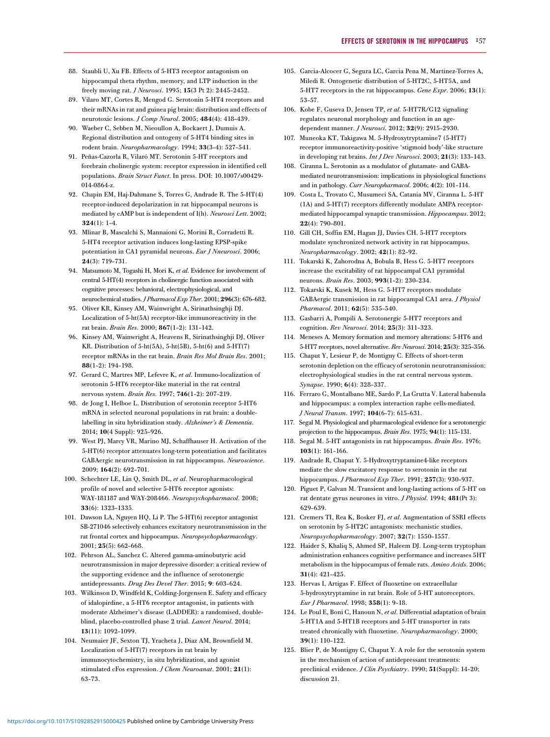88. Staubli U, Xu FB. Effects of 5-HT3 receptor antagonism on hippocampal theta rhythm, memory, and LTP induction in the freely moving rat. *J Neurosci*. 1995; **15**(3 Pt 2): 2445–2452.
89. Vilaro MT, Cortes R, Mengod G. Serotonin 5-HT4 receptors and their mRNAs in rat and guinea pig brain: distribution and effects of neurotoxic lesions. *J Comp Neurol*. 2005; **484**(4): 418–439.
90. Waeber C, Sebben M, Nieoullon A, Bockaert J, Dumuis A. Regional distribution and ontogeny of 5-HT4 binding sites in rodent brain. *Neuropharmacology*. 1994; **33**(3–4): 527–541.
91. Peñas-Cazorla R, Vilaró MT. Serotonin 5-HT receptors and forebrain cholinergic system: receptor expression in identified cell populations. *Brain Struct Funct*. In press. DOI: 10.1007/s00429-014-0864-z.
92. Chapin EM, Haj-Dahmane S, Torres G, Andrade R. The 5-HT(4) receptor-induced depolarization in rat hippocampal neurons is mediated by cAMP but is independent of I(h). *Neurosci Lett*. 2002; **324**(1): 1–4.
93. Mlinar B, Mascalchi S, Mannaioni G, Morini R, Corradetti R. 5-HT4 receptor activation induces long-lasting EPSP-spike potentiation in CA1 pyramidal neurons. *Eur J Nneurosci*. 2006; **24**(3): 719–731.
94. Matsumoto M, Togashi H, Mori K, *et al*. Evidence for involvement of central 5-HT(4) receptors in cholinergic function associated with cognitive processes: behavioral, electrophysiological, and neurochemical studies. *J Pharmacol Exp Ther*. 2001; **296**(3): 676–682.
95. Oliver KR, Kinsey AM, Wainwright A, Sirinathsinghji DJ. Localization of 5-ht(5A) receptor-like immunoreactivity in the rat brain. *Brain Res*. 2000; **867**(1–2): 131–142.
96. Kinsey AM, Wainwright A, Heavens R, Sirinathsinghji DJ, Oliver KR. Distribution of 5-ht(5A), 5-ht(5B), 5-ht(6) and 5-HT(7) receptor mRNAs in the rat brain. *Brain Res Mol Brain Res*. 2001; **88**(1–2): 194–198.
97. Gerard C, Martres MP, Lefevre K, *et al*. Immuno-localization of serotonin 5-HT6 receptor-like material in the rat central nervous system. *Brain Res*. 1997; **746**(1–2): 207–219.
98. de Jong I, Helboe L. Distribution of serotonin receptor 5-HT6 mRNA in selected neuronal populations in rat brain: a double-labelling in situ hybridization study. *Alzheimer's & Dementia*. 2014; **10**(4 Suppl): 925–926.
99. West PJ, Marcy VR, Marino MJ, Schaffhauser H. Activation of the 5-HT(6) receptor attenuates long-term potentiation and facilitates GABAergic neurotransmission in rat hippocampus. *Neuroscience*. 2009; **164**(2): 692–701.
100. Schechter LE, Lin Q, Smith DL, *et al*. Neuropharmacological profile of novel and selective 5-HT6 receptor agonists: WAY-181187 and WAY-208466. *Neuropsychopharmacol*. 2008; **33**(6): 1323–1335.
101. Dawson LA, Nguyen HQ, Li P. The 5-HT(6) receptor antagonist SB-271046 selectively enhances excitatory neurotransmission in the rat frontal cortex and hippocampus. *Neuropsychopharmacology*. 2001; **25**(5): 662–668.
102. Pehrson AL, Sanchez C. Altered gamma-aminobutyric acid neurotransmission in major depressive disorder: a critical review of the supporting evidence and the influence of serotonergic antidepressants. *Drug Des Devel Ther*. 2015; **9**: 603–624.
103. Wilkinson D, Windfeld K, Colding-Jorgensen E. Safety and efficacy of idalopirdine, a 5-HT6 receptor antagonist, in patients with moderate Alzheimer's disease (LADDER): a randomised, double-blind, placebo-controlled phase 2 trial. *Lancet Neurol*. 2014; **13**(11): 1092–1099.
104. Neumaier JF, Sexton TJ, Yracheta J, Diaz AM, Brownfield M. Localization of 5-HT(7) receptors in rat brain by immunocytochemistry, in situ hybridization, and agonist stimulated cFos expression. *J Chem Neuroanat*. 2001; **21**(1): 63–73.
105. Garcia-Alcocer G, Segura LC, Garcia Pena M, Martinez-Torres A, Miledi R. Ontogenetic distribution of 5-HT2C, 5-HT5A, and 5-HT7 receptors in the rat hippocampus. *Gene Expr*. 2006; **13**(1): 53–57.
106. Kobe F, Guseva D, Jensen TP, *et al*. 5-HT7R/G12 signaling regulates neuronal morphology and function in an age-dependent manner. *J Neurosci*. 2012; **32**(9): 2915–2930.
107. Muneoka KT, Takigawa M. 5-Hydroxytryptamine7 (5-HT7) receptor immunoreactivity-positive 'stigmoid body'-like structure in developing rat brains. *Int J Dev Neurosci*. 2003; **21**(3): 133–143.
108. Ciranna L. Serotonin as a modulator of glutamate- and GABA-mediated neurotransmission: implications in physiological functions and in pathology. *Curr Neuropharmacol*. 2006; **4**(2): 101–114.
109. Costa L, Trovato C, Musumeci SA, Catania MV, Ciranna L. 5-HT (1A) and 5-HT(7) receptors differently modulate AMPA receptor-mediated hippocampal synaptic transmission. *Hippocampus*. 2012; **22**(4): 790–801.
110. Gill CH, Soffin EM, Hagan JJ, Davies CH. 5-HT7 receptors modulate synchronized network activity in rat hippocampus. *Neuropharmacology*. 2002; **42**(1): 82–92.
111. Tokarski K, Zahorodna A, Bobula B, Hess G. 5-HT7 receptors increase the excitability of rat hippocampal CA1 pyramidal neurons. *Brain Res*. 2003; **993**(1–2): 230–234.
112. Tokarski K, Kusek M, Hess G. 5-HT7 receptors modulate GABAergic transmission in rat hippocampal CA1 area. *J Physiol Pharmacol*. 2011; **62**(5): 535–540.
113. Gasbarri A, Pompili A. Serotonergic 5-HT7 receptors and cognition. *Rev Neurosci*. 2014; **25**(3): 311–323.
114. Meneses A. Memory formation and memory alterations: 5-HT6 and 5-HT7 receptors, novel alternative. *Rev Neurosci*. 2014; **25**(3): 325–356.
115. Chaput Y, Lesieur P, de Montigny C. Effects of short-term serotonin depletion on the efficacy of serotonin neurotransmission: electrophysiological studies in the rat central nervous system. *Synapse*. 1990; **6**(4): 328–337.
116. Ferraro G, Montalbano ME, Sardo P, La Grutta V. Lateral habenula and hippocampus: a complex interaction raphe cells-mediated. *J Neural Transm*. 1997; **104**(6–7): 615–631.
117. Segal M. Physiological and pharmacological evidence for a serotonergic projection to the hippocampus. *Brain Res*. 1975; **94**(1): 115–131.
118. Segal M. 5-HT antagonists in rat hippocampus. *Brain Res*. 1976; **103**(1): 161–166.
119. Andrade R, Chaput Y. 5-Hydroxytryptamine4-like receptors mediate the slow excitatory response to serotonin in the rat hippocampus. *J Pharmacol Exp Ther*. 1991; **257**(3): 930–937.
120. Piguet P, Galvan M. Transient and long-lasting actions of 5-HT on rat dentate gyrus neurones in vitro. *J Physiol*. 1994; **481**(Pt 3): 629–639.
121. Cremers TI, Rea K, Bosker FJ, *et al*. Augmentation of SSRI effects on serotonin by 5-HT2C antagonists: mechanistic studies. *Neuropsychopharmacology*. 2007; **32**(7): 1550–1557.
122. Haider S, Khaliq S, Ahmed SP, Haleem DJ. Long-term tryptophan administration enhances cognitive performance and increases 5HT metabolism in the hippocampus of female rats. *Amino Acids*. 2006; **31**(4): 421–425.
123. Hervas I, Artigas F. Effect of fluoxetine on extracellular 5-hydroxytryptamine in rat brain. Role of 5-HT autoreceptors. *Eur J Pharmacol*. 1998; **358**(1): 9–18.
124. Le Poul E, Boni C, Hanoun N, *et al*. Differential adaptation of brain 5-HT1A and 5-HT1B receptors and 5-HT transporter in rats treated chronically with fluoxetine. *Neuropharmacology*. 2000; **39**(1): 110–122.
125. Blier P, de Montigny C, Chaput Y. A role for the serotonin system in the mechanism of action of antidepressant treatments: preclinical evidence. *J Clin Psychiatry*. 1990; **51**(Suppl): 14–20; discussion 21.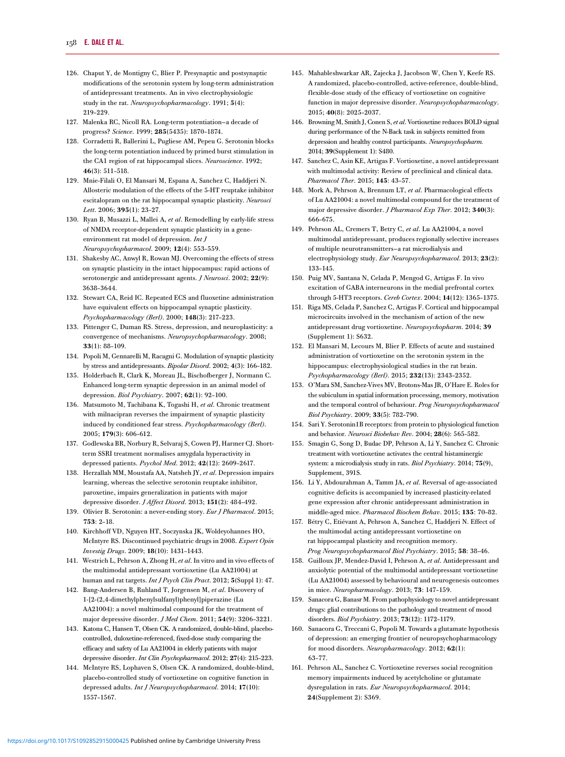126. Chaput Y, de Montigny C, Blier P. Presynaptic and postsynaptic modifications of the serotonin system by long-term administration of antidepressant treatments. An in vivo electrophysiologic study in the rat. *Neuropsychopharmacology*. 1991; **5**(4): 219–229.
127. Malenka RC, Nicoll RA. Long-term potentiation–a decade of progress? *Science*. 1999; **285**(5435): 1870–1874.
128. Corradetti R, Ballerini L, Pugliese AM, Pepeu G. Serotonin blocks the long-term potentiation induced by primed burst stimulation in the CA1 region of rat hippocampal slices. *Neuroscience*. 1992; **46**(3): 511–518.
129. Mnie-Filali O, El Mansari M, Espana A, Sanchez C, Haddjeri N. Allosteric modulation of the effects of the 5-HT reuptake inhibitor escitalopram on the rat hippocampal synaptic plasticity. *Neurosci Lett*. 2006; **395**(1): 23–27.
130. Ryan B, Musazzi L, Mallei A, *et al*. Remodelling by early-life stress of NMDA receptor-dependent synaptic plasticity in a gene-environment rat model of depression. *Int J Neuropsychopharmacol*. 2009; **12**(4): 553–559.
131. Shakesby AC, Anwyl R, Rowan MJ. Overcoming the effects of stress on synaptic plasticity in the intact hippocampus: rapid actions of serotonergic and antidepressant agents. *J Neurosci*. 2002; **22**(9): 3638–3644.
132. Stewart CA, Reid IC. Repeated ECS and fluoxetine administration have equivalent effects on hippocampal synaptic plasticity. *Psychopharmacology (Berl)*. 2000; **148**(3): 217–223.
133. Pittenger C, Duman RS. Stress, depression, and neuroplasticity: a convergence of mechanisms. *Neuropsychopharmacology*. 2008; **33**(1): 88–109.
134. Popoli M, Gennarelli M, Racagni G. Modulation of synaptic plasticity by stress and antidepressants. *Bipolar Disord*. 2002; **4**(3): 166–182.
135. Holderbach R, Clark K, Moreau JL, Bischofberger J, Normann C. Enhanced long-term synaptic depression in an animal model of depression. *Biol Psychiatry*. 2007; **62**(1): 92–100.
136. Matsumoto M, Tachibana K, Togashi H, *et al*. Chronic treatment with milnacipran reverses the impairment of synaptic plasticity induced by conditioned fear stress. *Psychopharmacology (Berl)*. 2005; **179**(3): 606–612.
137. Godlewska BR, Norbury R, Selvaraj S, Cowen PJ, Harmer CJ. Short-term SSRI treatment normalises amygdala hyperactivity in depressed patients. *Psychol Med*. 2012; **42**(12): 2609–2617.
138. Herzallah MM, Moustafa AA, Natsheh JY, *et al*. Depression impairs learning, whereas the selective serotonin reuptake inhibitor, paroxetine, impairs generalization in patients with major depressive disorder. *J Affect Disord*. 2013; **151**(2): 484–492.
139. Olivier B. Serotonin: a never-ending story. *Eur J Pharmacol*. 2015; **753**: 2–18.
140. Kirchhoff VD, Nguyen HT, Soczynska JK, Woldeyohannes HO, McIntyre RS. Discontinued psychiatric drugs in 2008. *Expert Opin Investig Drugs*. 2009; **18**(10): 1431–1443.
141. Westrich L, Pehrson A, Zhong H, *et al*. In vitro and in vivo effects of the multimodal antidepressant vortioxetine (Lu AA21004) at human and rat targets. *Int J Psych Clin Pract*. 2012; **5**(Suppl 1): 47.
142. Bang-Andersen B, Ruhland T, Jorgensen M, *et al*. Discovery of 1-[2-(2,4-dimethylphenylsulfanyl)phenyl]piperazine (Lu AA21004): a novel multimodal compound for the treatment of major depressive disorder. *J Med Chem*. 2011; **54**(9): 3206–3221.
143. Katona C, Hansen T, Olsen CK. A randomized, double-blind, placebo-controlled, duloxetine-referenced, fixed-dose study comparing the efficacy and safety of Lu AA21004 in elderly patients with major depressive disorder. *Int Clin Psychopharmacol*. 2012; **27**(4): 215–223.
144. McIntyre RS, Lophaven S, Olsen CK. A randomized, double-blind, placebo-controlled study of vortioxetine on cognitive function in depressed adults. *Int J Neuropsychopharmacol*. 2014; **17**(10): 1557–1567.
145. Mahableshwarkar AR, Zajecka J, Jacobson W, Chen Y, Keefe RS. A randomized, placebo-controlled, active-reference, double-blind, flexible-dose study of the efficacy of vortioxetine on cognitive function in major depressive disorder. *Neuropsychopharmacology*. 2015; **40**(8): 2025–2037.
146. Browning M, Smith J, Conen S, *et al*. Vortioxetine reduces BOLD signal during performance of the N-Back task in subjects remitted from depression and healthy control participants. *Neuropsychopharm*. 2014; **39**(Supplement 1): S480.
147. Sanchez C, Asin KE, Artigas F. Vortioxetine, a novel antidepressant with multimodal activity: Review of preclinical and clinical data. *Pharmacol Ther*. 2015; **145**: 43–57.
148. Mork A, Pehrson A, Brennum LT, *et al*. Pharmacological effects of Lu AA21004: a novel multimodal compound for the treatment of major depressive disorder. *J Pharmacol Exp Ther*. 2012; **340**(3): 666–675.
149. Pehrson AL, Cremers T, Betry C, *et al*. Lu AA21004, a novel multimodal antidepressant, produces regionally selective increases of multiple neurotransmitters–a rat microdialysis and electrophysiology study. *Eur Neuropsychopharmacol*. 2013; **23**(2): 133–145.
150. Puig MV, Santana N, Celada P, Mengod G, Artigas F. In vivo excitation of GABA interneurons in the medial prefrontal cortex through 5-HT3 receptors. *Cereb Cortex*. 2004; **14**(12): 1365–1375.
151. Riga MS, Celada P, Sanchez C, Artigas F. Cortical and hippocampal microcircuits involved in the mechanism of action of the new antidepressant drug vortioxetine. *Neuropsychopharm*. 2014; **39** (Supplement 1): S632.
152. El Mansari M, Lecours M, Blier P. Effects of acute and sustained administration of vortioxetine on the serotonin system in the hippocampus: electrophysiological studies in the rat brain. *Psychopharmacology (Berl)*. 2015; **232**(13): 2343–2352.
153. O'Mara SM, Sanchez-Vives MV, Brotons-Mas JR, O'Hare E. Roles for the subiculum in spatial information processing, memory, motivation and the temporal control of behaviour. *Prog Neuropsychopharmacol Biol Psychiatry*. 2009; **33**(5): 782–790.
154. Sari Y. Serotonin1B receptors: from protein to physiological function and behavior. *Neurosci Biobehav Rev*. 2004; **28**(6): 565–582.
155. Smagin G, Song D, Budac DP, Pehrson A, Li Y, Sanchez C. Chronic treatment with vortioxetine activates the central histaminergic system: a microdialysis study in rats. *Biol Psychiatry*. 2014; **75**(9), Supplement, 391S.
156. Li Y, Abdourahman A, Tamm JA, *et al*. Reversal of age-associated cognitive deficits is accompanied by increased plasticity-related gene expression after chronic antidepressant administration in middle-aged mice. *Pharmacol Biochem Behav*. 2015; **135**: 70–82.
157. Bétry C, Etiévant A, Pehrson A, Sanchez C, Haddjeri N. Effect of the multimodal acting antidepressant vortioxetine on rat hippocampal plasticity and recognition memory. *Prog Neuropsychopharmacol Biol Psychiatry*. 2015; **58**: 38–46.
158. Guilloux JP, Mendez-David I, Pehrson A, *et al*. Antidepressant and anxiolytic potential of the multimodal antidepressant vortioxetine (Lu AA21004) assessed by behavioural and neurogenesis outcomes in mice. *Neuropharmacology*. 2013; **73**: 147–159.
159. Sanacora G, Banasr M. From pathophysiology to novel antidepressant drugs: glial contributions to the pathology and treatment of mood disorders. *Biol Psychiatry*. 2013; **73**(12): 1172–1179.
160. Sanacora G, Treccani G, Popoli M. Towards a glutamate hypothesis of depression: an emerging frontier of neuropsychopharmacology for mood disorders. *Neuropharmacology*. 2012; **62**(1): 63–77.
161. Pehrson AL, Sanchez C. Vortioxetine reverses social recognition memory impairments induced by acetylcholine or glutamate dysregulation in rats. *Eur Neuropsychopharmacol*. 2014; **24**(Supplement 2): S369.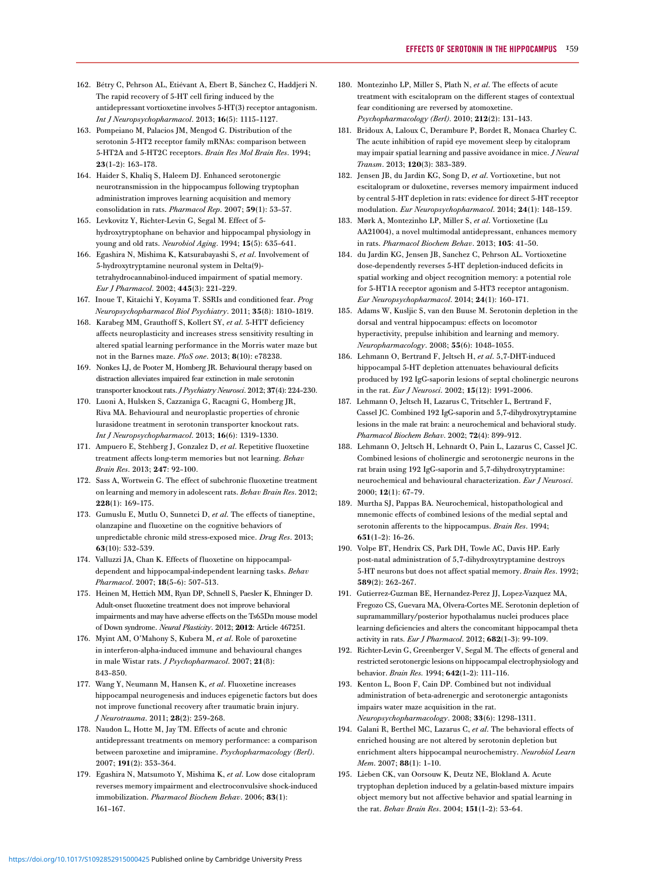162. Bétry C, Pehrson AL, Etiévant A, Ebert B, Sánchez C, Haddjeri N. The rapid recovery of 5-HT cell firing induced by the antidepressant vortioxetine involves 5-HT(3) receptor antagonism. *Int J Neuropsychopharmacol*. 2013; **16**(5): 1115–1127.
163. Pompeiano M, Palacios JM, Mengod G. Distribution of the serotonin 5-HT2 receptor family mRNAs: comparison between 5-HT2A and 5-HT2C receptors. *Brain Res Mol Brain Res*. 1994; **23**(1–2): 163–178.
164. Haider S, Khaliq S, Haleem DJ. Enhanced serotonergic neurotransmission in the hippocampus following tryptophan administration improves learning acquisition and memory consolidation in rats. *Pharmacol Rep*. 2007; **59**(1): 53–57.
165. Levkovitz Y, Richter-Levin G, Segal M. Effect of 5-hydroxytryptophane on behavior and hippocampal physiology in young and old rats. *Neurobiol Aging*. 1994; **15**(5): 635–641.
166. Egashira N, Mishima K, Katsurabayashi S, *et al*. Involvement of 5-hydroxytryptamine neuronal system in Delta(9)-tetrahydrocannabinol-induced impairment of spatial memory. *Eur J Pharmacol*. 2002; **445**(3): 221–229.
167. Inoue T, Kitaichi Y, Koyama T. SSRIs and conditioned fear. *Prog Neuropsychopharmacol Biol Psychiatry*. 2011; **35**(8): 1810–1819.
168. Karabeg MM, Grauthoff S, Kollert SY, *et al*. 5-HTT deficiency affects neuroplasticity and increases stress sensitivity resulting in altered spatial learning performance in the Morris water maze but not in the Barnes maze. *PloS one*. 2013; **8**(10): e78238.
169. Nonkes LJ, de Pooter M, Homberg JR. Behavioural therapy based on distraction alleviates impaired fear extinction in male serotonin transporter knockout rats. *J Psychiatry Neurosci*. 2012; **37**(4): 224–230.
170. Luoni A, Hulsken S, Cazzaniga G, Racagni G, Homberg JR, Riva MA. Behavioural and neuroplastic properties of chronic lurasidone treatment in serotonin transporter knockout rats. *Int J Neuropsychopharmacol*. 2013; **16**(6): 1319–1330.
171. Ampuero E, Stehberg J, Gonzalez D, *et al*. Repetitive fluoxetine treatment affects long-term memories but not learning. *Behav Brain Res*. 2013; **247**: 92–100.
172. Sass A, Wortwein G. The effect of subchronic fluoxetine treatment on learning and memory in adolescent rats. *Behav Brain Res*. 2012; **228**(1): 169–175.
173. Gumuslu E, Mutlu O, Sunnetci D, *et al*. The effects of tianeptine, olanzapine and fluoxetine on the cognitive behaviors of unpredictable chronic mild stress-exposed mice. *Drug Res*. 2013; **63**(10): 532–539.
174. Valluzzi JA, Chan K. Effects of fluoxetine on hippocampal-dependent and hippocampal-independent learning tasks. *Behav Pharmacol*. 2007; **18**(5–6): 507–513.
175. Heinen M, Hettich MM, Ryan DP, Schnell S, Paesler K, Ehninger D. Adult-onset fluoxetine treatment does not improve behavioral impairments and may have adverse effects on the Ts65Dn mouse model of Down syndrome. *Neural Plasticity*. 2012; **2012**: Article 467251.
176. Myint AM, O'Mahony S, Kubera M, *et al*. Role of paroxetine in interferon-alpha-induced immune and behavioural changes in male Wistar rats. *J Psychopharmacol*. 2007; **21**(8): 843–850.
177. Wang Y, Neumann M, Hansen K, *et al*. Fluoxetine increases hippocampal neurogenesis and induces epigenetic factors but does not improve functional recovery after traumatic brain injury. *J Neurotrauma*. 2011; **28**(2): 259–268.
178. Naudon L, Hotte M, Jay TM. Effects of acute and chronic antidepressant treatments on memory performance: a comparison between paroxetine and imipramine. *Psychopharmacology (Berl)*. 2007; **191**(2): 353–364.
179. Egashira N, Matsumoto Y, Mishima K, *et al*. Low dose citalopram reverses memory impairment and electroconvulsive shock-induced immobilization. *Pharmacol Biochem Behav*. 2006; **83**(1): 161–167.
180. Montezinho LP, Miller S, Plath N, *et al*. The effects of acute treatment with escitalopram on the different stages of contextual fear conditioning are reversed by atomoxetine. *Psychopharmacology (Berl)*. 2010; **212**(2): 131–143.
181. Bridoux A, Laloux C, Derambure P, Bordet R, Monaca Charley C. The acute inhibition of rapid eye movement sleep by citalopram may impair spatial learning and passive avoidance in mice. *J Neural Transm*. 2013; **120**(3): 383–389.
182. Jensen JB, du Jardin KG, Song D, *et al*. Vortioxetine, but not escitalopram or duloxetine, reverses memory impairment induced by central 5-HT depletion in rats: evidence for direct 5-HT receptor modulation. *Eur Neuropsychopharmacol*. 2014; **24**(1): 148–159.
183. Mørk A, Montezinho LP, Miller S, *et al*. Vortioxetine (Lu AA21004), a novel multimodal antidepressant, enhances memory in rats. *Pharmacol Biochem Behav*. 2013; **105**: 41–50.
184. du Jardin KG, Jensen JB, Sanchez C, Pehrson AL. Vortioxetine dose-dependently reverses 5-HT depletion-induced deficits in spatial working and object recognition memory: a potential role for 5-HT1A receptor agonism and 5-HT3 receptor antagonism. *Eur Neuropsychopharmacol*. 2014; **24**(1): 160–171.
185. Adams W, Kusljic S, van den Buuse M. Serotonin depletion in the dorsal and ventral hippocampus: effects on locomotor hyperactivity, prepulse inhibition and learning and memory. *Neuropharmacology*. 2008; **55**(6): 1048–1055.
186. Lehmann O, Bertrand F, Jeltsch H, *et al*. 5,7-DHT-induced hippocampal 5-HT depletion attenuates behavioural deficits produced by 192 IgG-saporin lesions of septal cholinergic neurons in the rat. *Eur J Neurosci*. 2002; **15**(12): 1991–2006.
187. Lehmann O, Jeltsch H, Lazarus C, Tritschler L, Bertrand F, Cassel JC. Combined 192 IgG-saporin and 5,7-dihydroxytryptamine lesions in the male rat brain: a neurochemical and behavioral study. *Pharmacol Biochem Behav*. 2002; **72**(4): 899–912.
188. Lehmann O, Jeltsch H, Lehnardt O, Pain L, Lazarus C, Cassel JC. Combined lesions of cholinergic and serotonergic neurons in the rat brain using 192 IgG-saporin and 5,7-dihydroxytryptamine: neurochemical and behavioural characterization. *Eur J Neurosci*. 2000; **12**(1): 67–79.
189. Murtha SJ, Pappas BA. Neurochemical, histopathological and mnemonic effects of combined lesions of the medial septal and serotonin afferents to the hippocampus. *Brain Res*. 1994; **651**(1–2): 16–26.
190. Volpe BT, Hendrix CS, Park DH, Towle AC, Davis HP. Early post-natal administration of 5,7-dihydroxytryptamine destroys 5-HT neurons but does not affect spatial memory. *Brain Res*. 1992; **589**(2): 262–267.
191. Gutierrez-Guzman BE, Hernandez-Perez JJ, Lopez-Vazquez MA, Fregozo CS, Guevara MA, Olvera-Cortes ME. Serotonin depletion of supramammillary/posterior hypothalamus nuclei produces place learning deficiencies and alters the concomitant hippocampal theta activity in rats. *Eur J Pharmacol*. 2012; **682**(1–3): 99–109.
192. Richter-Levin G, Greenberger V, Segal M. The effects of general and restricted serotonergic lesions on hippocampal electrophysiology and behavior. *Brain Res*. 1994; **642**(1–2): 111–116.
193. Kenton L, Boon F, Cain DP. Combined but not individual administration of beta-adrenergic and serotonergic antagonists impairs water maze acquisition in the rat. *Neuropsychopharmacology*. 2008; **33**(6): 1298–1311.
194. Galani R, Berthel MC, Lazarus C, *et al*. The behavioral effects of enriched housing are not altered by serotonin depletion but enrichment alters hippocampal neurochemistry. *Neurobiol Learn Mem*. 2007; **88**(1): 1–10.
195. Lieben CK, van Oorsouw K, Deutz NE, Blokland A. Acute tryptophan depletion induced by a gelatin-based mixture impairs object memory but not affective behavior and spatial learning in the rat. *Behav Brain Res*. 2004; **151**(1–2): 53–64.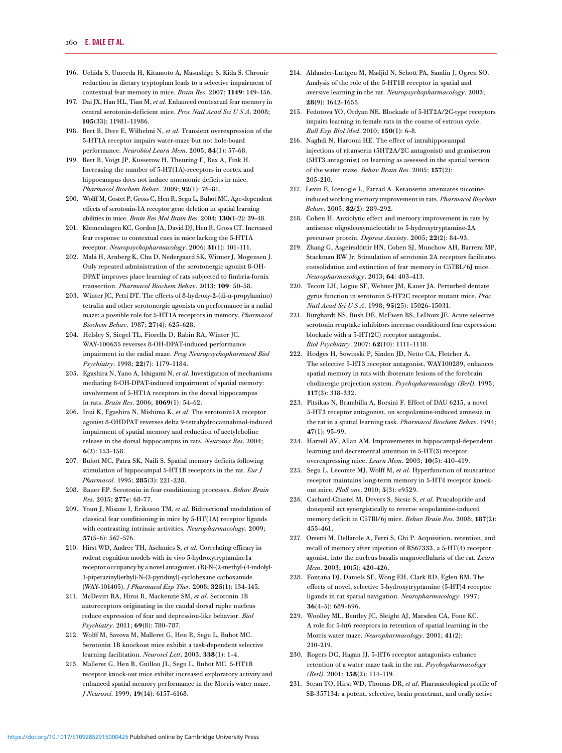196. Uchida S, Umeeda H, Kitamoto A, Masushige S, Kida S. Chronic reduction in dietary tryptophan leads to a selective impairment of contextual fear memory in mice. *Brain Res*. 2007; **1149**: 149–156.

197. Dai JX, Han HL, Tian M, *et al*. Enhanced contextual fear memory in central serotonin-deficient mice. *Proc Natl Acad Sci U S A*. 2008; **105**(33): 11981–11986.

198. Bert B, Dere E, Wilhelmi N, *et al*. Transient overexpression of the 5-HT1A receptor impairs water-maze but not hole-board performance. *Neurobiol Learn Mem*. 2005; **84**(1): 57–68.

199. Bert B, Voigt JP, Kusserow H, Theuring F, Rex A, Fink H. Increasing the number of 5-HT(1A)-receptors in cortex and hippocampus does not induce mnemonic deficits in mice. *Pharmacol Biochem Behav*. 2009; **92**(1): 76–81.

200. Wolff M, Costet P, Gross C, Hen R, Segu L, Buhot MC. Age-dependent effects of serotonin-1A receptor gene deletion in spatial learning abilities in mice. *Brain Res Mol Brain Res*. 2004; **130**(1–2): 39–48.

201. Klemenhagen KC, Gordon JA, David DJ, Hen R, Gross CT. Increased fear response to contextual cues in mice lacking the 5-HT1A receptor. *Neuropsychopharmacology*. 2006; **31**(1): 101–111.

202. Malá H, Arnberg K, Chu D, Nedergaard SK, Witmer J, Mogensen J. Only repeated administration of the serotonergic agonist 8-OH-DPAT improves place learning of rats subjected to fimbria-fornix transection. *Pharmacol Biochem Behav*. 2013; **109**: 50–58.

203. Winter JC, Petti DT. The effects of 8-hydroxy-2-(di-n-propylamino) tetralin and other serotonergic agonists on performance in a radial maze: a possible role for 5-HT1A receptors in memory. *Pharmacol Biochem Behav*. 1987; **27**(4): 625–628.

204. Helsley S, Siegel TL, Fiorella D, Rabin RA, Winter JC. WAY-100635 reverses 8-OH-DPAT-induced performance impairment in the radial maze. *Prog Neuropsychopharmacol Biol Psychiatry*. 1998; **22**(7): 1179–1184.

205. Egashira N, Yano A, Ishigami N, *et al*. Investigation of mechanisms mediating 8-OH-DPAT-induced impairment of spatial memory: involvement of 5-HT1A receptors in the dorsal hippocampus in rats. *Brain Res*. 2006; **1069**(1): 54–62.

206. Inui K, Egashira N, Mishima K, *et al*. The serotonin1A receptor agonist 8-OHDPAT reverses delta 9-tetrahydrocannabinol-induced impairment of spatial memory and reduction of acetylcholine release in the dorsal hippocampus in rats. *Neurotox Res*. 2004; **6**(2): 153–158.

207. Buhot MC, Patra SK, Naili S. Spatial memory deficits following stimulation of hippocampal 5-HT1B receptors in the rat. *Eur J Pharmacol*. 1995; **285**(3): 221–228.

208. Bauer EP. Serotonin in fear conditioning processes. *Behav Brain Res*. 2015; **277c**: 68–77.

209. Youn J, Misane I, Eriksson TM, *et al*. Bidirectional modulation of classical fear conditioning in mice by 5-HT(1A) receptor ligands with contrasting intrinsic activities. *Neuropharmacology*. 2009; **57**(5–6): 567–576.

210. Hirst WD, Andree TH, Aschmies S, *et al*. Correlating efficacy in rodent cognition models with in vivo 5-hydroxytryptamine1a receptor occupancy by a novel antagonist, (R)-N-(2-methyl-(4-indolyl-1-piperazinyl)ethyl)-N-(2-pyridinyl)-cyclohexane carboxamide (WAY-101405). *J Pharmacol Exp Ther*. 2008; **325**(1): 134–145.

211. McDevitt RA, Hiroi R, Mackenzie SM, *et al*. Serotonin 1B autoreceptors originating in the caudal dorsal raphe nucleus reduce expression of fear and depression-like behavior. *Biol Psychiatry*. 2011; **69**(8): 780–787.

212. Wolff M, Savova M, Malleret G, Hen R, Segu L, Buhot MC. Serotonin 1B knockout mice exhibit a task-dependent selective learning facilitation. *Neurosci Lett*. 2003; **338**(1): 1–4.

213. Malleret G, Hen R, Guillou JL, Segu L, Buhot MC. 5-HT1B receptor knock-out mice exhibit increased exploratory activity and enhanced spatial memory performance in the Morris water maze. *J Neurosci*. 1999; **19**(14): 6157–6168.

214. Ahlander-Luttgen M, Madjid N, Schott PA, Sandin J, Ogren SO. Analysis of the role of the 5-HT1B receptor in spatial and aversive learning in the rat. *Neuropsychopharmacology*. 2003; **28**(9): 1642–1655.

215. Fedotova YO, Ordyan NE. Blockade of 5-HT2A/2C-type receptors impairs learning in female rats in the course of estrous cycle. *Bull Exp Biol Med*. 2010; **150**(1): 6–8.

216. Naghdi N, Harooni HE. The effect of intrahippocampal injections of ritanserin (5HT2A/2C antagonist) and granisetron (5HT3 antagonist) on learning as assessed in the spatial version of the water maze. *Behav Brain Res*. 2005; **157**(2): 205–210.

217. Levin E, Icenogle L, Farzad A. Ketanserin attenuates nicotine-induced working memory improvement in rats. *Pharmacol Biochem Behav*. 2005; **82**(2): 289–292.

218. Cohen H. Anxiolytic effect and memory improvement in rats by antisense oligodeoxynucleotide to 5-hydroxytryptamine-2A precursor protein. *Depress Anxiety*. 2005; **22**(2): 84–93.

219. Zhang G, Ásgeirsdóttir HN, Cohen SJ, Munchow AH, Barrera MP, Stackman RW Jr. Stimulation of serotonin 2A receptors facilitates consolidation and extinction of fear memory in C57BL/6J mice. *Neuropharmacology*. 2013; **64**: 403–413.

220. Tecott LH, Logue SF, Wehner JM, Kauer JA. Perturbed dentate gyrus function in serotonin 5-HT2C receptor mutant mice. *Proc Natl Acad Sci U S A*. 1998; **95**(25): 15026–15031.

221. Burghardt NS, Bush DE, McEwen BS, LeDoux JE. Acute selective serotonin reuptake inhibitors increase conditioned fear expression: blockade with a 5-HT(2C) receptor antagonist. *Biol Psychiatry*. 2007; **62**(10): 1111–1118.

222. Hodges H, Sowinski P, Sinden JD, Netto CA, Fletcher A. The selective 5-HT3 receptor antagonist, WAY100289, enhances spatial memory in rats with ibotenate lesions of the forebrain cholinergic projection system. *Psychopharmacology (Berl)*. 1995; **117**(3): 318–332.

223. Pitsikas N, Brambilla A, Borsini F. Effect of DAU 6215, a novel 5-HT3 receptor antagonist, on scopolamine-induced amnesia in the rat in a spatial learning task. *Pharmacol Biochem Behav*. 1994; **47**(1): 95–99.

224. Harrell AV, Allan AM. Improvements in hippocampal-dependent learning and decremental attention in 5-HT(3) receptor overexpressing mice. *Learn Mem*. 2003; **10**(5): 410–419.

225. Segu L, Lecomte MJ, Wolff M, *et al*. Hyperfunction of muscarinic receptor maintains long-term memory in 5-HT4 receptor knock-out mice. *PloS one*. 2010; **5**(3): e9529.

226. Cachard-Chastel M, Devers S, Sicsic S, *et al*. Prucalopride and donepezil act synergistically to reverse scopolamine-induced memory deficit in C57Bl/6j mice. *Behav Brain Res*. 2008; **187**(2): 455–461.

227. Orsetti M, Dellarole A, Ferri S, Ghi P. Acquisition, retention, and recall of memory after injection of RS67333, a 5-HT(4) receptor agonist, into the nucleus basalis magnocellularis of the rat. *Learn Mem*. 2003; **10**(5): 420–426.

228. Fontana DJ, Daniels SE, Wong EH, Clark RD, Eglen RM. The effects of novel, selective 5-hydroxytryptamine (5-HT)4 receptor ligands in rat spatial navigation. *Neuropharmacology*. 1997; **36**(4–5): 689–696.

229. Woolley ML, Bentley JC, Sleight AJ, Marsden CA, Fone KC. A role for 5-ht6 receptors in retention of spatial learning in the Morris water maze. *Neuropharmacology*. 2001; **41**(2): 210–219.

230. Rogers DC, Hagan JJ. 5-HT6 receptor antagonists enhance retention of a water maze task in the rat. *Psychopharmacology (Berl)*. 2001; **158**(2): 114–119.

231. Stean TO, Hirst WD, Thomas DR, *et al*. Pharmacological profile of SB-357134: a potent, selective, brain penetrant, and orally active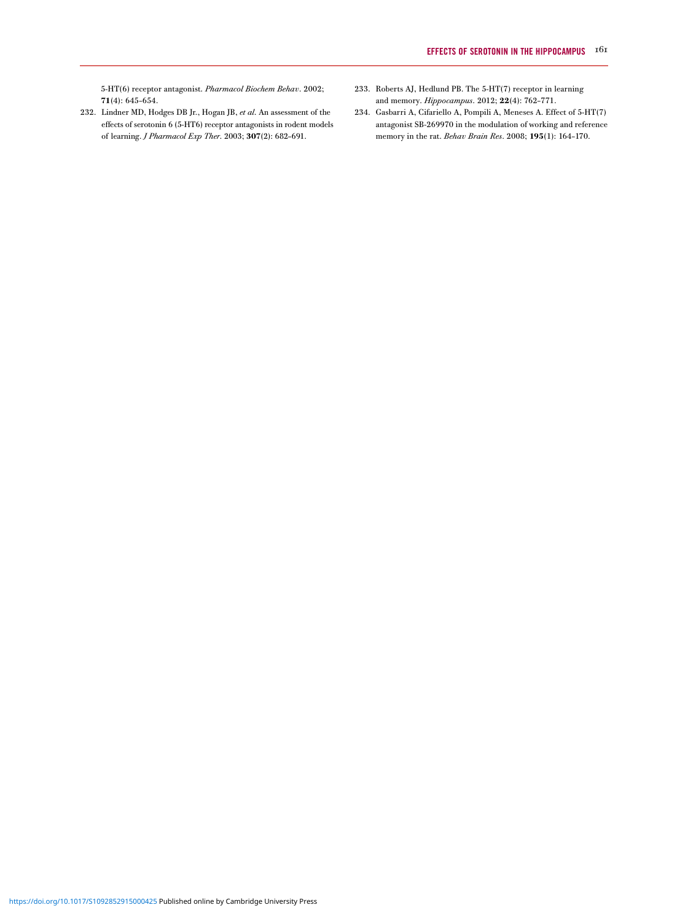5-HT(6) receptor antagonist. *Pharmacol Biochem Behav*. 2002; **71**(4): 645–654.

232. Lindner MD, Hodges DB Jr., Hogan JB, *et al*. An assessment of the effects of serotonin 6 (5-HT6) receptor antagonists in rodent models of learning. *J Pharmacol Exp Ther*. 2003; **307**(2): 682–691.

233. Roberts AJ, Hedlund PB. The 5-HT(7) receptor in learning and memory. *Hippocampus*. 2012; **22**(4): 762–771.

234. Gasbarri A, Cifariello A, Pompili A, Meneses A. Effect of 5-HT(7) antagonist SB-269970 in the modulation of working and reference memory in the rat. *Behav Brain Res*. 2008; **195**(1): 164–170.